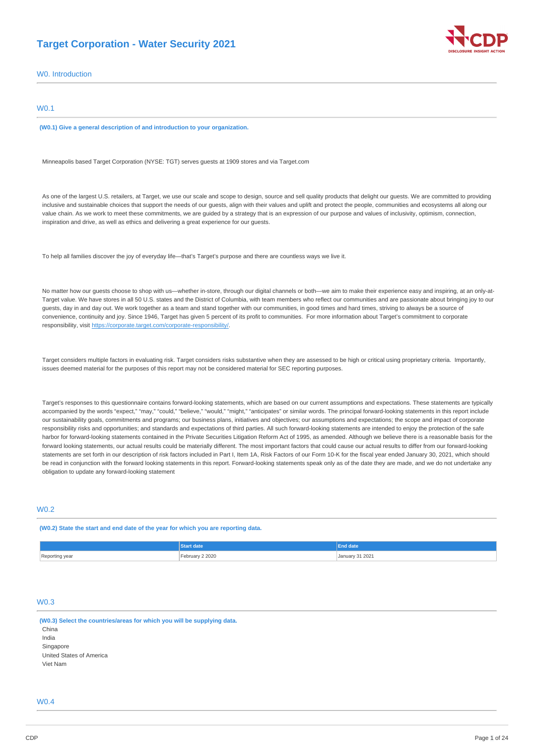# Target Corporation - Water Security 2021

## W0. Introduction

### W0.1

**(W0.1) Give a general description of and introduction to your organization.**

Minneapolis based Target Corporation (NYSE: TGT) serves guests at 1909 stores and via Target.com

As one of the largest U.S. retailers, at Target, we use our scale and scope to design, source and sell quality products that delight our guests. We are committed to providing inclusive and sustainable choices that support the needs of our guests, align with their values and uplift and protect the people, communities and ecosystems all along our value chain. As we work to meet these commitments, we are guided by a strategy that is an expression of our purpose and values of inclusivity, optimism, connection, inspiration and drive, as well as ethics and delivering a great experience for our guests.

To help all families discover the joy of everyday life—that's Target's purpose and there are countless ways we live it.

No matter how our guests choose to shop with us—whether in-store, through our digital channels or both—we aim to make their experience easy and inspiring, at an only-at-Target value. We have stores in all 50 U.S. states and the District of Columbia, with team members who reflect our communities and are passionate about bringing joy to our guests, day in and day out. We work together as a team and stand together with our communities, in good times and hard times, striving to always be a source of convenience, continuity and joy. Since 1946, Target has given 5 percent of its profit to communities. For more information about Target's commitment to corporate responsibility, visit https://corporate.target.com/corporate-responsibility/.

Target considers multiple factors in evaluating risk. Target considers risks substantive when they are assessed to be high or critical using proprietary criteria. Importantly, issues deemed material for the purposes of this report may not be considered material for SEC reporting purposes.

Target's responses to this questionnaire contains forward-looking statements, which are based on our current assumptions and expectations. These statements are typically accompanied by the words "expect," "may," "could," "believe," "would," "might," "anticipates" or similar words. The principal forward-looking statements in this report include our sustainability goals, commitments and programs; our business plans, initiatives and objectives; our assumptions and expectations; the scope and impact of corporate responsibility risks and opportunities; and standards and expectations of third parties. All such forward-looking statements are intended to enjoy the protection of the safe harbor for forward-looking statements contained in the Private Securities Litigation Reform Act of 1995, as amended. Although we believe there is a reasonable basis for the forward looking statements, our actual results could be materially different. The most important factors that could cause our actual results to differ from our forward-looking statements are set forth in our description of risk factors included in Part I, Item 1A, Risk Factors of our Form 10-K for the fiscal year ended January 30, 2021, which should be read in conjunction with the forward looking statements in this report. Forward-looking statements speak only as of the date they are made, and we do not undertake any obligation to update any forward-looking statement

### W0.2

**(W0.2) State the start and end date of the year for which you are reporting data.**

| | Start date | End date |
|---|---|---|
| Reporting year | February 2 2020 | January 31 2021 |

### W0.3

**(W0.3) Select the countries/areas for which you will be supplying data.**

China
India
Singapore
United States of America
Viet Nam

### W0.4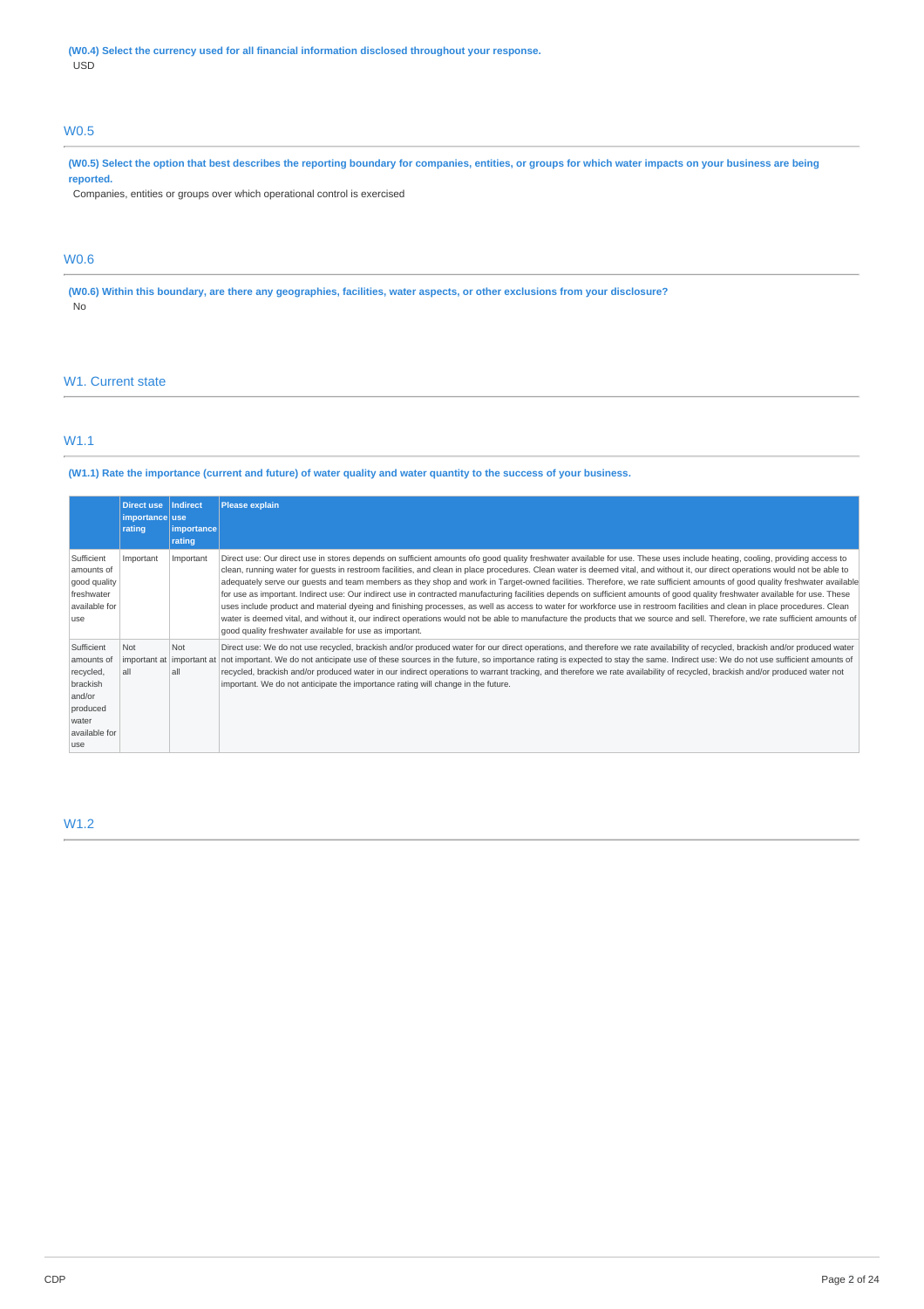**(W0.4) Select the currency used for all financial information disclosed throughout your response.**

USD

## W0.5

**(W0.5) Select the option that best describes the reporting boundary for companies, entities, or groups for which water impacts on your business are being reported.**

Companies, entities or groups over which operational control is exercised

## W0.6

**(W0.6) Within this boundary, are there any geographies, facilities, water aspects, or other exclusions from your disclosure?**

No

## W1. Current state

## W1.1

**(W1.1) Rate the importance (current and future) of water quality and water quantity to the success of your business.**

| | Direct use importance rating | Indirect use importance rating | Please explain |
|---|---|---|---|
| Sufficient amounts of good quality freshwater available for use | Important | Important | Direct use: Our direct use in stores depends on sufficient amounts ofo good quality freshwater available for use. These uses include heating, cooling, providing access to clean, running water for guests in restroom facilities, and clean in place procedures. Clean water is deemed vital, and without it, our direct operations would not be able to adequately serve our guests and team members as they shop and work in Target-owned facilities. Therefore, we rate sufficient amounts of good quality freshwater available for use as important. Indirect use: Our indirect use in contracted manufacturing facilities depends on sufficient amounts of good quality freshwater available for use. These uses include product and material dyeing and finishing processes, as well as access to water for workforce use in restroom facilities and clean in place procedures. Clean water is deemed vital, and without it, our indirect operations would not be able to manufacture the products that we source and sell. Therefore, we rate sufficient amounts of good quality freshwater available for use as important. |
| Sufficient amounts of recycled, brackish and/or produced water available for use | Not important at all | Not important at all | Direct use: We do not use recycled, brackish and/or produced water for our direct operations, and therefore we rate availability of recycled, brackish and/or produced water not important. We do not anticipate use of these sources in the future, so importance rating is expected to stay the same. Indirect use: We do not use sufficient amounts of recycled, brackish and/or produced water in our indirect operations to warrant tracking, and therefore we rate availability of recycled, brackish and/or produced water not important. We do not anticipate the importance rating will change in the future. |

## W1.2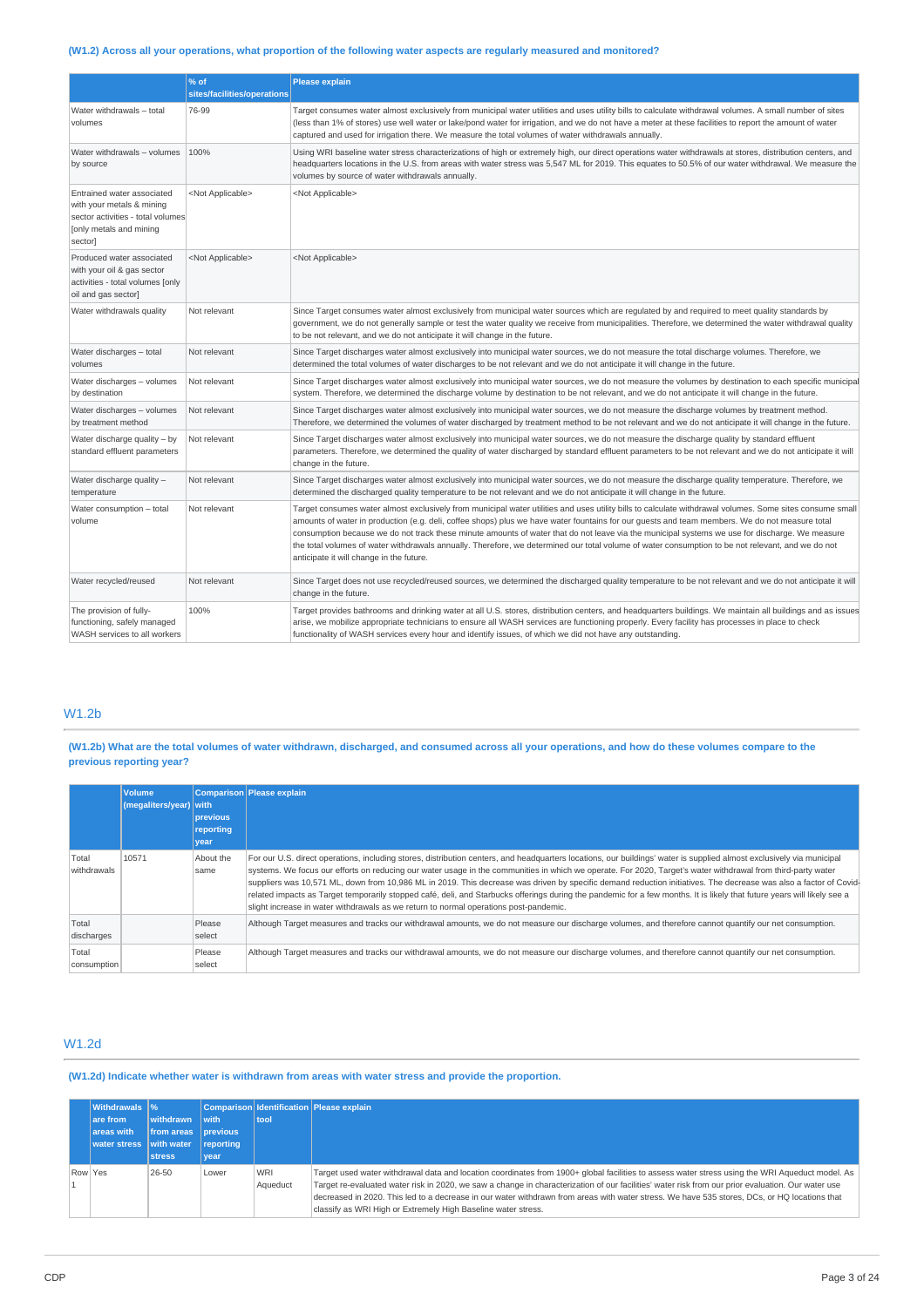### (W1.2) Across all your operations, what proportion of the following water aspects are regularly measured and monitored?

| | % of sites/facilities/operations | Please explain |
|---|---|---|
| Water withdrawals – total volumes | 76-99 | Target consumes water almost exclusively from municipal water utilities and uses utility bills to calculate withdrawal volumes. A small number of sites (less than 1% of stores) use well water or lake/pond water for irrigation, and we do not have a meter at these facilities to report the amount of water captured and used for irrigation there. We measure the total volumes of water withdrawals annually. |
| Water withdrawals – volumes by source | 100% | Using WRI baseline water stress characterizations of high or extremely high, our direct operations water withdrawals at stores, distribution centers, and headquarters locations in the U.S. from areas with water stress was 5,547 ML for 2019. This equates to 50.5% of our water withdrawal. We measure the volumes by source of water withdrawals annually. |
| Entrained water associated with your metals & mining sector activities - total volumes [only metals and mining sector] | <Not Applicable> | <Not Applicable> |
| Produced water associated with your oil & gas sector activities - total volumes [only oil and gas sector] | <Not Applicable> | <Not Applicable> |
| Water withdrawals quality | Not relevant | Since Target consumes water almost exclusively from municipal water sources which are regulated by and required to meet quality standards by government, we do not generally sample or test the water quality we receive from municipalities. Therefore, we determined the water withdrawal quality to be not relevant, and we do not anticipate it will change in the future. |
| Water discharges – total volumes | Not relevant | Since Target discharges water almost exclusively into municipal water sources, we do not measure the total discharge volumes. Therefore, we determined the total volumes of water discharges to be not relevant and we do not anticipate it will change in the future. |
| Water discharges – volumes by destination | Not relevant | Since Target discharges water almost exclusively into municipal water sources, we do not measure the volumes by destination to each specific municipal system. Therefore, we determined the discharge volume by destination to be not relevant, and we do not anticipate it will change in the future. |
| Water discharges – volumes by treatment method | Not relevant | Since Target discharges water almost exclusively into municipal water sources, we do not measure the discharge volumes by treatment method. Therefore, we determined the volumes of water discharged by treatment method to be not relevant and we do not anticipate it will change in the future. |
| Water discharge quality – by standard effluent parameters | Not relevant | Since Target discharges water almost exclusively into municipal water sources, we do not measure the discharge quality by standard effluent parameters. Therefore, we determined the quality of water discharged by standard effluent parameters to be not relevant and we do not anticipate it will change in the future. |
| Water discharge quality – temperature | Not relevant | Since Target discharges water almost exclusively into municipal water sources, we do not measure the discharge quality temperature. Therefore, we determined the discharged quality temperature to be not relevant and we do not anticipate it will change in the future. |
| Water consumption – total volume | Not relevant | Target consumes water almost exclusively from municipal water utilities and uses utility bills to calculate withdrawal volumes. Some sites consume small amounts of water in production (e.g. deli, coffee shops) plus we have water fountains for our guests and team members. We do not measure total consumption because we do not track these minute amounts of water that do not leave via the municipal systems we use for discharge. We measure the total volumes of water withdrawals annually. Therefore, we determined our total volume of water consumption to be not relevant, and we do not anticipate it will change in the future. |
| Water recycled/reused | Not relevant | Since Target does not use recycled/reused sources, we determined the discharged quality temperature to be not relevant and we do not anticipate it will change in the future. |
| The provision of fully-functioning, safely managed WASH services to all workers | 100% | Target provides bathrooms and drinking water at all U.S. stores, distribution centers, and headquarters buildings. We maintain all buildings and as issues arise, we mobilize appropriate technicians to ensure all WASH services are functioning properly. Every facility has processes in place to check functionality of WASH services every hour and identify issues, of which we did not have any outstanding. |

## W1.2b

### (W1.2b) What are the total volumes of water withdrawn, discharged, and consumed across all your operations, and how do these volumes compare to the previous reporting year?

| | Volume (megaliters/year) | Comparison with previous reporting year | Please explain |
|---|---|---|---|
| Total withdrawals | 10571 | About the same | For our U.S. direct operations, including stores, distribution centers, and headquarters locations, our buildings' water is supplied almost exclusively via municipal systems. We focus our efforts on reducing our water usage in the communities in which we operate. For 2020, Target's water withdrawal from third-party water suppliers was 10,571 ML, down from 10,986 ML in 2019. This decrease was driven by specific demand reduction initiatives. The decrease was also a factor of Covid-related impacts as Target temporarily stopped café, deli, and Starbucks offerings during the pandemic for a few months. It is likely that future years will likely see a slight increase in water withdrawals as we return to normal operations post-pandemic. |
| Total discharges | | Please select | Although Target measures and tracks our withdrawal amounts, we do not measure our discharge volumes, and therefore cannot quantify our net consumption. |
| Total consumption | | Please select | Although Target measures and tracks our withdrawal amounts, we do not measure our discharge volumes, and therefore cannot quantify our net consumption. |

## W1.2d

### (W1.2d) Indicate whether water is withdrawn from areas with water stress and provide the proportion.

| | Withdrawals are from areas with water stress | % withdrawn from areas with water stress | Comparison with previous reporting year | Identification tool | Please explain |
|---|---|---|---|---|---|
| Row 1 | Yes | 26-50 | Lower | WRI Aqueduct | Target used water withdrawal data and location coordinates from 1900+ global facilities to assess water stress using the WRI Aqueduct model. As Target re-evaluated water risk in 2020, we saw a change in characterization of our facilities' water risk from our prior evaluation. Our water use decreased in 2020. This led to a decrease in our water withdrawn from areas with water stress. We have 535 stores, DCs, or HQ locations that classify as WRI High or Extremely High Baseline water stress. |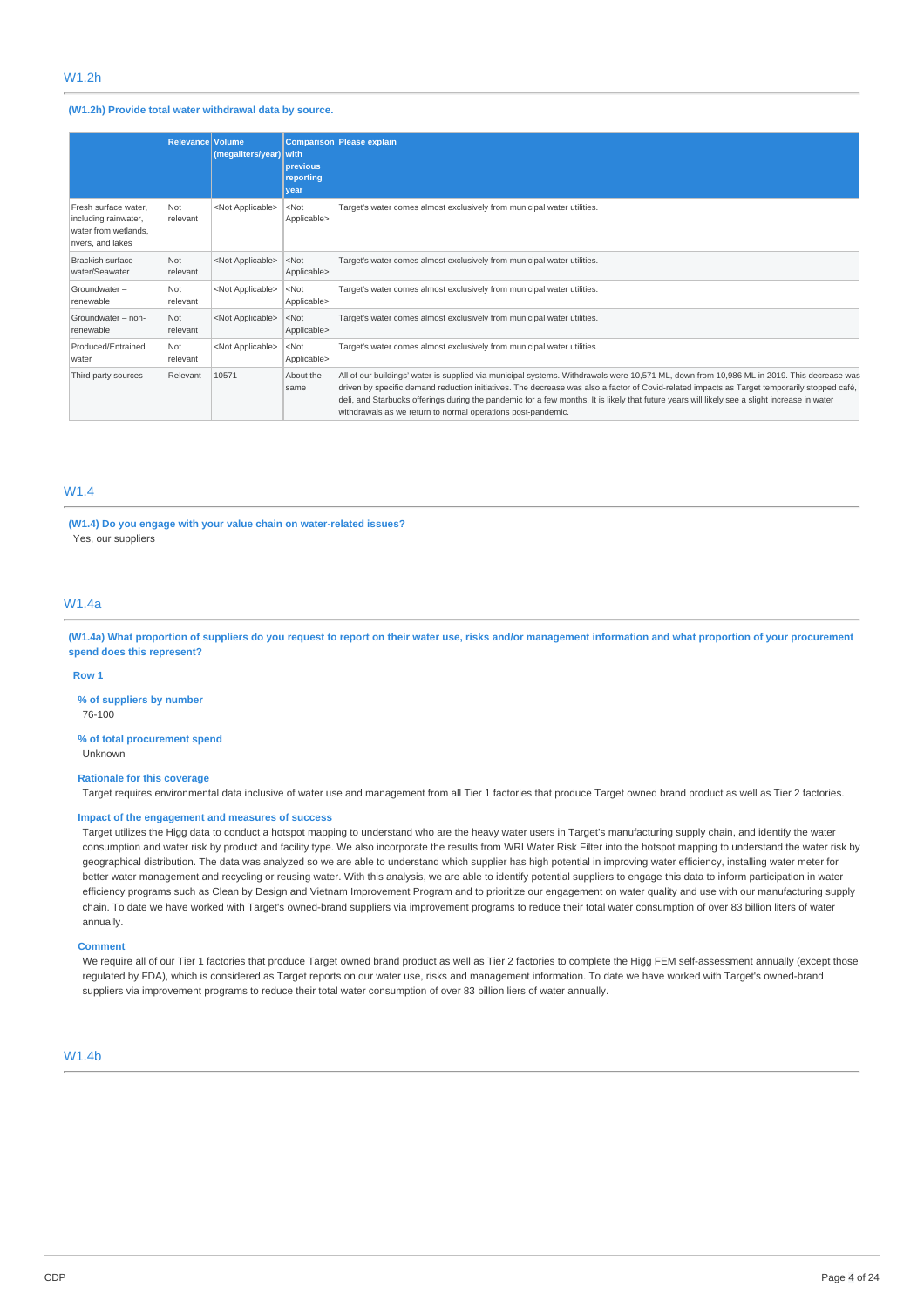## W1.2h

**(W1.2h) Provide total water withdrawal data by source.**

| | Relevance | Volume (megaliters/year) | Comparison with previous reporting year | Please explain |
|---|---|---|---|---|
| Fresh surface water, including rainwater, water from wetlands, rivers, and lakes | Not relevant | <Not Applicable> | <Not Applicable> | Target's water comes almost exclusively from municipal water utilities. |
| Brackish surface water/Seawater | Not relevant | <Not Applicable> | <Not Applicable> | Target's water comes almost exclusively from municipal water utilities. |
| Groundwater – renewable | Not relevant | <Not Applicable> | <Not Applicable> | Target's water comes almost exclusively from municipal water utilities. |
| Groundwater – non-renewable | Not relevant | <Not Applicable> | <Not Applicable> | Target's water comes almost exclusively from municipal water utilities. |
| Produced/Entrained water | Not relevant | <Not Applicable> | <Not Applicable> | Target's water comes almost exclusively from municipal water utilities. |
| Third party sources | Relevant | 10571 | About the same | All of our buildings' water is supplied via municipal systems. Withdrawals were 10,571 ML, down from 10,986 ML in 2019. This decrease was driven by specific demand reduction initiatives. The decrease was also a factor of Covid-related impacts as Target temporarily stopped café, deli, and Starbucks offerings during the pandemic for a few months. It is likely that future years will likely see a slight increase in water withdrawals as we return to normal operations post-pandemic. |

## W1.4

**(W1.4) Do you engage with your value chain on water-related issues?**

Yes, our suppliers

## W1.4a

**(W1.4a) What proportion of suppliers do you request to report on their water use, risks and/or management information and what proportion of your procurement spend does this represent?**

**Row 1**

**% of suppliers by number**

76-100

**% of total procurement spend**

Unknown

**Rationale for this coverage**

Target requires environmental data inclusive of water use and management from all Tier 1 factories that produce Target owned brand product as well as Tier 2 factories.

**Impact of the engagement and measures of success**

Target utilizes the Higg data to conduct a hotspot mapping to understand who are the heavy water users in Target's manufacturing supply chain, and identify the water consumption and water risk by product and facility type. We also incorporate the results from WRI Water Risk Filter into the hotspot mapping to understand the water risk by geographical distribution. The data was analyzed so we are able to understand which supplier has high potential in improving water efficiency, installing water meter for better water management and recycling or reusing water. With this analysis, we are able to identify potential suppliers to engage this data to inform participation in water efficiency programs such as Clean by Design and Vietnam Improvement Program and to prioritize our engagement on water quality and use with our manufacturing supply chain. To date we have worked with Target's owned-brand suppliers via improvement programs to reduce their total water consumption of over 83 billion liters of water annually.

**Comment**

We require all of our Tier 1 factories that produce Target owned brand product as well as Tier 2 factories to complete the Higg FEM self-assessment annually (except those regulated by FDA), which is considered as Target reports on our water use, risks and management information. To date we have worked with Target's owned-brand suppliers via improvement programs to reduce their total water consumption of over 83 billion liers of water annually.

## W1.4b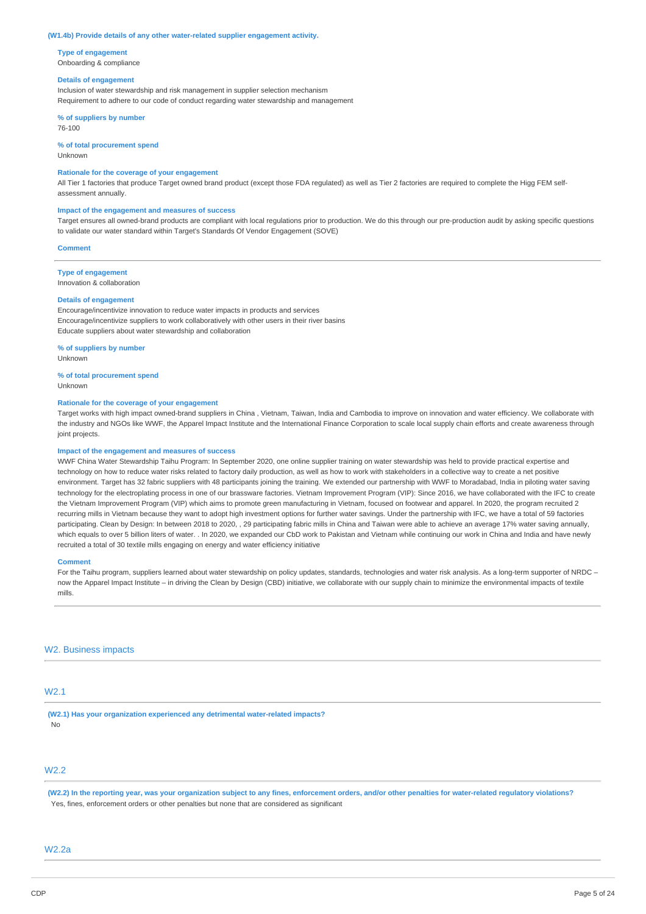**(W1.4b) Provide details of any other water-related supplier engagement activity.**

**Type of engagement**
Onboarding & compliance

**Details of engagement**
Inclusion of water stewardship and risk management in supplier selection mechanism
Requirement to adhere to our code of conduct regarding water stewardship and management

**% of suppliers by number**
76-100

**% of total procurement spend**
Unknown

**Rationale for the coverage of your engagement**
All Tier 1 factories that produce Target owned brand product (except those FDA regulated) as well as Tier 2 factories are required to complete the Higg FEM self-assessment annually.

**Impact of the engagement and measures of success**
Target ensures all owned-brand products are compliant with local regulations prior to production. We do this through our pre-production audit by asking specific questions to validate our water standard within Target's Standards Of Vendor Engagement (SOVE)

**Comment**

---

**Type of engagement**
Innovation & collaboration

**Details of engagement**
Encourage/incentivize innovation to reduce water impacts in products and services
Encourage/incentivize suppliers to work collaboratively with other users in their river basins
Educate suppliers about water stewardship and collaboration

**% of suppliers by number**
Unknown

**% of total procurement spend**
Unknown

**Rationale for the coverage of your engagement**
Target works with high impact owned-brand suppliers in China , Vietnam, Taiwan, India and Cambodia to improve on innovation and water efficiency. We collaborate with the industry and NGOs like WWF, the Apparel Impact Institute and the International Finance Corporation to scale local supply chain efforts and create awareness through joint projects.

**Impact of the engagement and measures of success**
WWF China Water Stewardship Taihu Program: In September 2020, one online supplier training on water stewardship was held to provide practical expertise and technology on how to reduce water risks related to factory daily production, as well as how to work with stakeholders in a collective way to create a net positive environment. Target has 32 fabric suppliers with 48 participants joining the training. We extended our partnership with WWF to Moradabad, India in piloting water saving technology for the electroplating process in one of our brassware factories. Vietnam Improvement Program (VIP): Since 2016, we have collaborated with the IFC to create the Vietnam Improvement Program (VIP) which aims to promote green manufacturing in Vietnam, focused on footwear and apparel. In 2020, the program recruited 2 recurring mills in Vietnam because they want to adopt high investment options for further water savings. Under the partnership with IFC, we have a total of 59 factories participating. Clean by Design: In between 2018 to 2020, , 29 participating fabric mills in China and Taiwan were able to achieve an average 17% water saving annually, which equals to over 5 billion liters of water. . In 2020, we expanded our CbD work to Pakistan and Vietnam while continuing our work in China and India and have newly recruited a total of 30 textile mills engaging on energy and water efficiency initiative

**Comment**
For the Taihu program, suppliers learned about water stewardship on policy updates, standards, technologies and water risk analysis. As a long-term supporter of NRDC – now the Apparel Impact Institute – in driving the Clean by Design (CBD) initiative, we collaborate with our supply chain to minimize the environmental impacts of textile mills.

---

## W2. Business impacts

### W2.1

**(W2.1) Has your organization experienced any detrimental water-related impacts?**
No

### W2.2

**(W2.2) In the reporting year, was your organization subject to any fines, enforcement orders, and/or other penalties for water-related regulatory violations?**
Yes, fines, enforcement orders or other penalties but none that are considered as significant

### W2.2a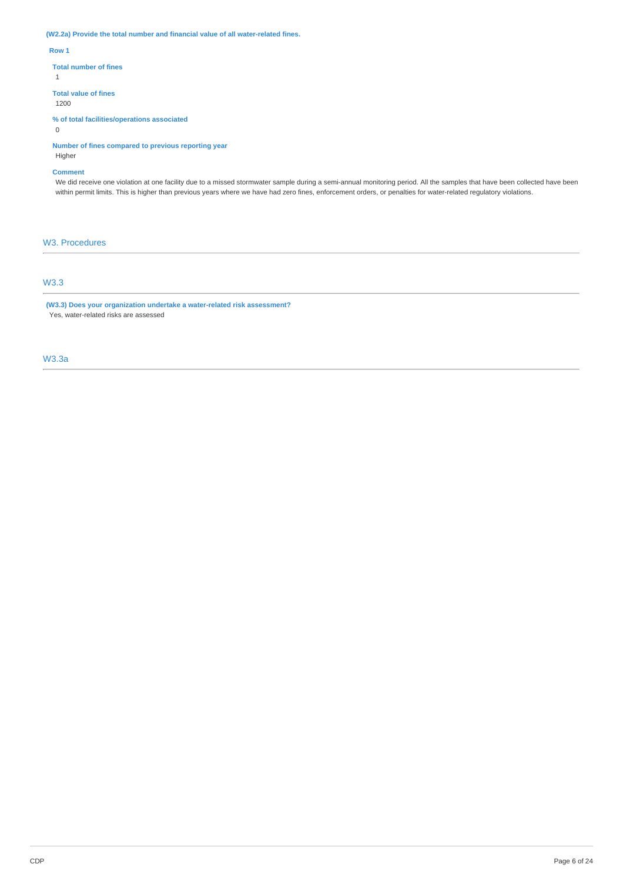**(W2.2a) Provide the total number and financial value of all water-related fines.**

**Row 1**

**Total number of fines**

1

**Total value of fines**

1200

**% of total facilities/operations associated**

0

**Number of fines compared to previous reporting year**

Higher

**Comment**

We did receive one violation at one facility due to a missed stormwater sample during a semi-annual monitoring period. All the samples that have been collected have been within permit limits. This is higher than previous years where we have had zero fines, enforcement orders, or penalties for water-related regulatory violations.

## W3. Procedures

### W3.3

**(W3.3) Does your organization undertake a water-related risk assessment?**

Yes, water-related risks are assessed

### W3.3a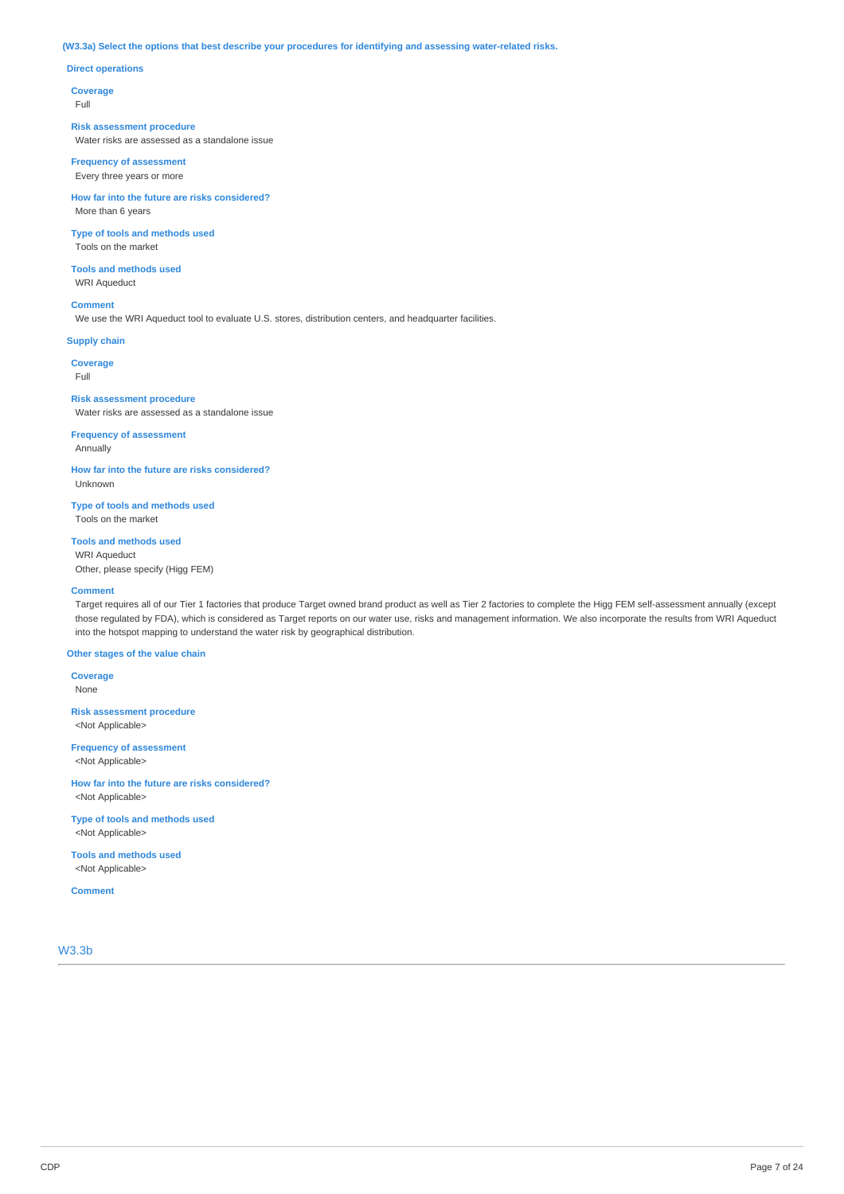**(W3.3a) Select the options that best describe your procedures for identifying and assessing water-related risks.**

**Direct operations**

**Coverage**
Full

**Risk assessment procedure**
Water risks are assessed as a standalone issue

**Frequency of assessment**
Every three years or more

**How far into the future are risks considered?**
More than 6 years

**Type of tools and methods used**
Tools on the market

**Tools and methods used**
WRI Aqueduct

**Comment**
We use the WRI Aqueduct tool to evaluate U.S. stores, distribution centers, and headquarter facilities.

**Supply chain**

**Coverage**
Full

**Risk assessment procedure**
Water risks are assessed as a standalone issue

**Frequency of assessment**
Annually

**How far into the future are risks considered?**
Unknown

**Type of tools and methods used**
Tools on the market

**Tools and methods used**
WRI Aqueduct
Other, please specify (Higg FEM)

**Comment**
Target requires all of our Tier 1 factories that produce Target owned brand product as well as Tier 2 factories to complete the Higg FEM self-assessment annually (except those regulated by FDA), which is considered as Target reports on our water use, risks and management information. We also incorporate the results from WRI Aqueduct into the hotspot mapping to understand the water risk by geographical distribution.

**Other stages of the value chain**

**Coverage**
None

**Risk assessment procedure**
<Not Applicable>

**Frequency of assessment**
<Not Applicable>

**How far into the future are risks considered?**
<Not Applicable>

**Type of tools and methods used**
<Not Applicable>

**Tools and methods used**
<Not Applicable>

**Comment**

## W3.3b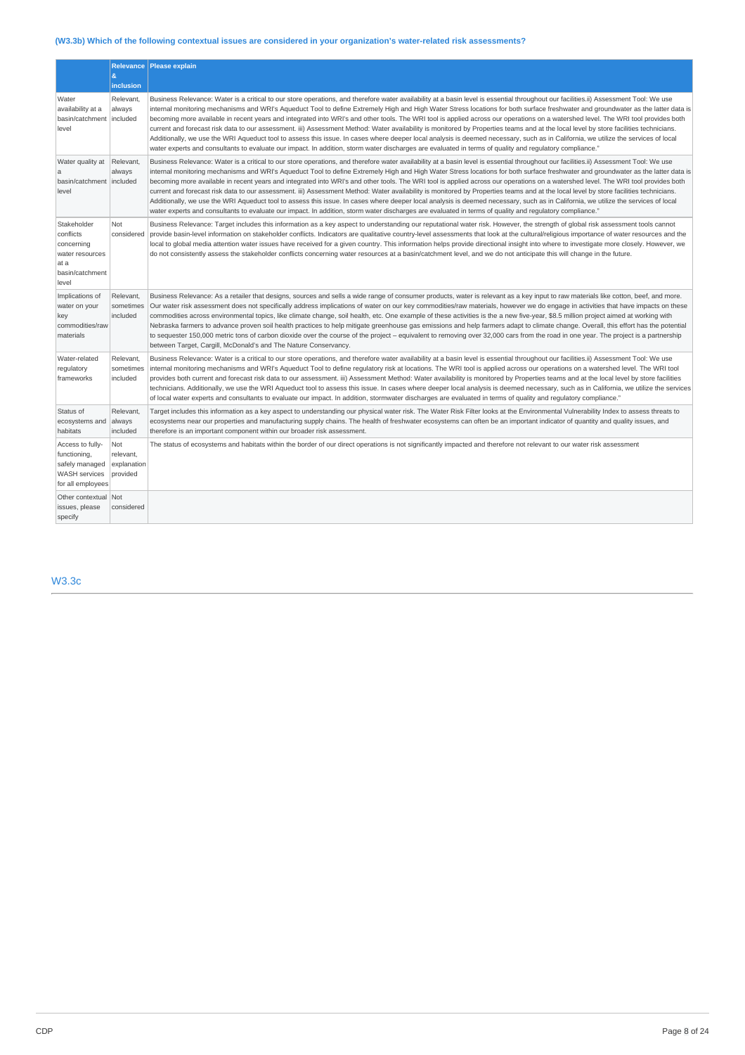### (W3.3b) Which of the following contextual issues are considered in your organization's water-related risk assessments?

| | Relevance & inclusion | Please explain |
|---|---|---|
| Water availability at a basin/catchment level | Relevant, always included | Business Relevance: Water is a critical to our store operations, and therefore water availability at a basin level is essential throughout our facilities.ii) Assessment Tool: We use internal monitoring mechanisms and WRI's Aqueduct Tool to define Extremely High and High Water Stress locations for both surface freshwater and groundwater as the latter data is becoming more available in recent years and integrated into WRI's and other tools. The WRI tool is applied across our operations on a watershed level. The WRI tool provides both current and forecast risk data to our assessment. iii) Assessment Method: Water availability is monitored by Properties teams and at the local level by store facilities technicians. Additionally, we use the WRI Aqueduct tool to assess this issue. In cases where deeper local analysis is deemed necessary, such as in California, we utilize the services of local water experts and consultants to evaluate our impact. In addition, storm water discharges are evaluated in terms of quality and regulatory compliance." |
| Water quality at a basin/catchment level | Relevant, always included | Business Relevance: Water is a critical to our store operations, and therefore water availability at a basin level is essential throughout our facilities.ii) Assessment Tool: We use internal monitoring mechanisms and WRI's Aqueduct Tool to define Extremely High and High Water Stress locations for both surface freshwater and groundwater as the latter data is becoming more available in recent years and integrated into WRI's and other tools. The WRI tool is applied across our operations on a watershed level. The WRI tool provides both current and forecast risk data to our assessment. iii) Assessment Method: Water availability is monitored by Properties teams and at the local level by store facilities technicians. Additionally, we use the WRI Aqueduct tool to assess this issue. In cases where deeper local analysis is deemed necessary, such as in California, we utilize the services of local water experts and consultants to evaluate our impact. In addition, storm water discharges are evaluated in terms of quality and regulatory compliance." |
| Stakeholder conflicts concerning water resources at a basin/catchment level | Not considered | Business Relevance: Target includes this information as a key aspect to understanding our reputational water risk. However, the strength of global risk assessment tools cannot provide basin-level information on stakeholder conflicts. Indicators are qualitative country-level assessments that look at the cultural/religious importance of water resources and the local to global media attention water issues have received for a given country. This information helps provide directional insight into where to investigate more closely. However, we do not consistently assess the stakeholder conflicts concerning water resources at a basin/catchment level, and we do not anticipate this will change in the future. |
| Implications of water on your key commodities/raw materials | Relevant, sometimes included | Business Relevance: As a retailer that designs, sources and sells a wide range of consumer products, water is relevant as a key input to raw materials like cotton, beef, and more. Our water risk assessment does not specifically address implications of water on our key commodities/raw materials, however we do engage in activities that have impacts on these commodities across environmental topics, like climate change, soil health, etc. One example of these activities is the a new five-year, $8.5 million project aimed at working with Nebraska farmers to advance proven soil health practices to help mitigate greenhouse gas emissions and help farmers adapt to climate change. Overall, this effort has the potential to sequester 150,000 metric tons of carbon dioxide over the course of the project – equivalent to removing over 32,000 cars from the road in one year. The project is a partnership between Target, Cargill, McDonald's and The Nature Conservancy. |
| Water-related regulatory frameworks | Relevant, sometimes included | Business Relevance: Water is a critical to our store operations, and therefore water availability at a basin level is essential throughout our facilities.ii) Assessment Tool: We use internal monitoring mechanisms and WRI's Aqueduct Tool to define regulatory risk at locations. The WRI tool is applied across our operations on a watershed level. The WRI tool provides both current and forecast risk data to our assessment. iii) Assessment Method: Water availability is monitored by Properties teams and at the local level by store facilities technicians. Additionally, we use the WRI Aqueduct tool to assess this issue. In cases where deeper local analysis is deemed necessary, such as in California, we utilize the services of local water experts and consultants to evaluate our impact. In addition, stormwater discharges are evaluated in terms of quality and regulatory compliance." |
| Status of ecosystems and habitats | Relevant, always included | Target includes this information as a key aspect to understanding our physical water risk. The Water Risk Filter looks at the Environmental Vulnerability Index to assess threats to ecosystems near our properties and manufacturing supply chains. The health of freshwater ecosystems can often be an important indicator of quantity and quality issues, and therefore is an important component within our broader risk assessment. |
| Access to fully-functioning, safely managed WASH services for all employees | Not relevant, explanation provided | The status of ecosystems and habitats within the border of our direct operations is not significantly impacted and therefore not relevant to our water risk assessment |
| Other contextual issues, please specify | Not considered | |

## W3.3c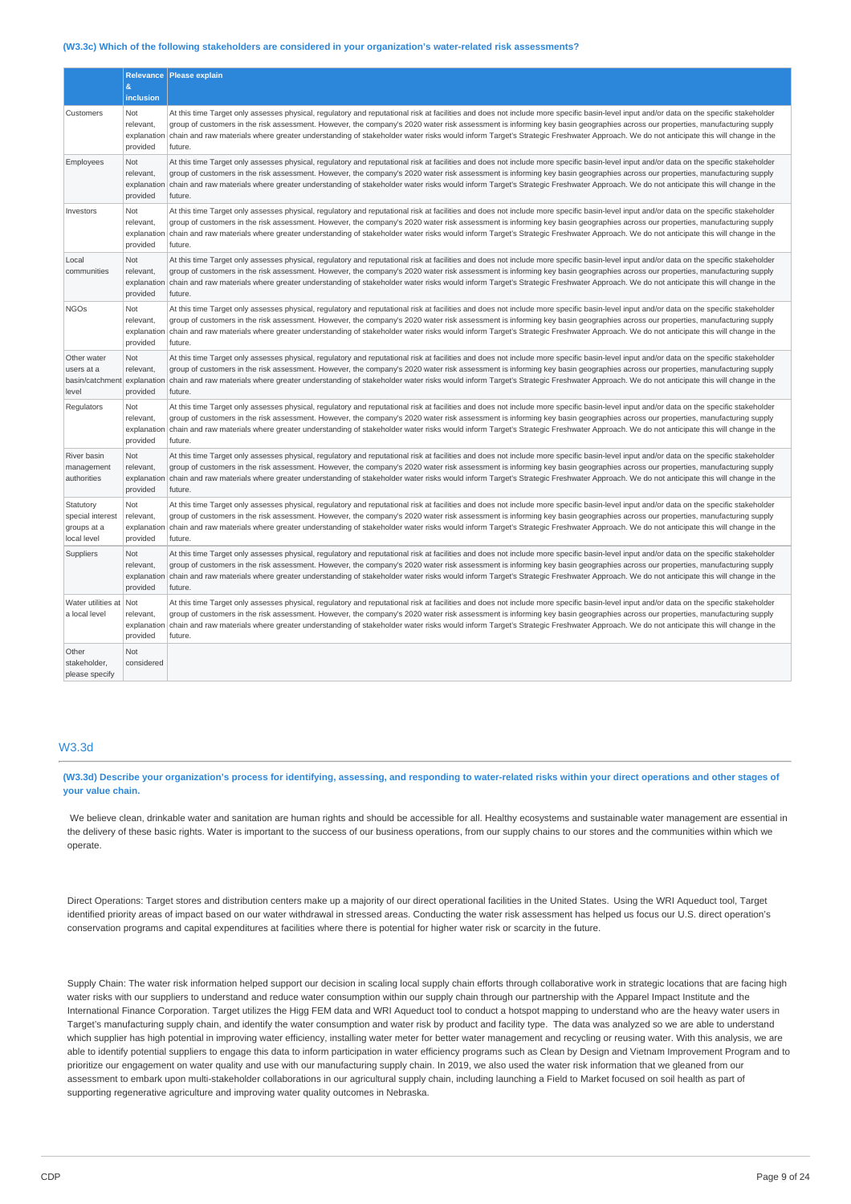**(W3.3c) Which of the following stakeholders are considered in your organization's water-related risk assessments?**

| | Relevance & inclusion | Please explain |
|---|---|---|
| Customers | Not relevant, explanation provided | At this time Target only assesses physical, regulatory and reputational risk at facilities and does not include more specific basin-level input and/or data on the specific stakeholder group of customers in the risk assessment. However, the company's 2020 water risk assessment is informing key basin geographies across our properties, manufacturing supply chain and raw materials where greater understanding of stakeholder water risks would inform Target's Strategic Freshwater Approach. We do not anticipate this will change in the future. |
| Employees | Not relevant, explanation provided | At this time Target only assesses physical, regulatory and reputational risk at facilities and does not include more specific basin-level input and/or data on the specific stakeholder group of customers in the risk assessment. However, the company's 2020 water risk assessment is informing key basin geographies across our properties, manufacturing supply chain and raw materials where greater understanding of stakeholder water risks would inform Target's Strategic Freshwater Approach. We do not anticipate this will change in the future. |
| Investors | Not relevant, explanation provided | At this time Target only assesses physical, regulatory and reputational risk at facilities and does not include more specific basin-level input and/or data on the specific stakeholder group of customers in the risk assessment. However, the company's 2020 water risk assessment is informing key basin geographies across our properties, manufacturing supply chain and raw materials where greater understanding of stakeholder water risks would inform Target's Strategic Freshwater Approach. We do not anticipate this will change in the future. |
| Local communities | Not relevant, explanation provided | At this time Target only assesses physical, regulatory and reputational risk at facilities and does not include more specific basin-level input and/or data on the specific stakeholder group of customers in the risk assessment. However, the company's 2020 water risk assessment is informing key basin geographies across our properties, manufacturing supply chain and raw materials where greater understanding of stakeholder water risks would inform Target's Strategic Freshwater Approach. We do not anticipate this will change in the future. |
| NGOs | Not relevant, explanation provided | At this time Target only assesses physical, regulatory and reputational risk at facilities and does not include more specific basin-level input and/or data on the specific stakeholder group of customers in the risk assessment. However, the company's 2020 water risk assessment is informing key basin geographies across our properties, manufacturing supply chain and raw materials where greater understanding of stakeholder water risks would inform Target's Strategic Freshwater Approach. We do not anticipate this will change in the future. |
| Other water users at a basin/catchment level | Not relevant, explanation provided | At this time Target only assesses physical, regulatory and reputational risk at facilities and does not include more specific basin-level input and/or data on the specific stakeholder group of customers in the risk assessment. However, the company's 2020 water risk assessment is informing key basin geographies across our properties, manufacturing supply chain and raw materials where greater understanding of stakeholder water risks would inform Target's Strategic Freshwater Approach. We do not anticipate this will change in the future. |
| Regulators | Not relevant, explanation provided | At this time Target only assesses physical, regulatory and reputational risk at facilities and does not include more specific basin-level input and/or data on the specific stakeholder group of customers in the risk assessment. However, the company's 2020 water risk assessment is informing key basin geographies across our properties, manufacturing supply chain and raw materials where greater understanding of stakeholder water risks would inform Target's Strategic Freshwater Approach. We do not anticipate this will change in the future. |
| River basin management authorities | Not relevant, explanation provided | At this time Target only assesses physical, regulatory and reputational risk at facilities and does not include more specific basin-level input and/or data on the specific stakeholder group of customers in the risk assessment. However, the company's 2020 water risk assessment is informing key basin geographies across our properties, manufacturing supply chain and raw materials where greater understanding of stakeholder water risks would inform Target's Strategic Freshwater Approach. We do not anticipate this will change in the future. |
| Statutory special interest groups at a local level | Not relevant, explanation provided | At this time Target only assesses physical, regulatory and reputational risk at facilities and does not include more specific basin-level input and/or data on the specific stakeholder group of customers in the risk assessment. However, the company's 2020 water risk assessment is informing key basin geographies across our properties, manufacturing supply chain and raw materials where greater understanding of stakeholder water risks would inform Target's Strategic Freshwater Approach. We do not anticipate this will change in the future. |
| Suppliers | Not relevant, explanation provided | At this time Target only assesses physical, regulatory and reputational risk at facilities and does not include more specific basin-level input and/or data on the specific stakeholder group of customers in the risk assessment. However, the company's 2020 water risk assessment is informing key basin geographies across our properties, manufacturing supply chain and raw materials where greater understanding of stakeholder water risks would inform Target's Strategic Freshwater Approach. We do not anticipate this will change in the future. |
| Water utilities at a local level | Not relevant, explanation provided | At this time Target only assesses physical, regulatory and reputational risk at facilities and does not include more specific basin-level input and/or data on the specific stakeholder group of customers in the risk assessment. However, the company's 2020 water risk assessment is informing key basin geographies across our properties, manufacturing supply chain and raw materials where greater understanding of stakeholder water risks would inform Target's Strategic Freshwater Approach. We do not anticipate this will change in the future. |
| Other stakeholder, please specify | Not considered | |

## W3.3d

**(W3.3d) Describe your organization's process for identifying, assessing, and responding to water-related risks within your direct operations and other stages of your value chain.**

We believe clean, drinkable water and sanitation are human rights and should be accessible for all. Healthy ecosystems and sustainable water management are essential in the delivery of these basic rights. Water is important to the success of our business operations, from our supply chains to our stores and the communities within which we operate.

Direct Operations: Target stores and distribution centers make up a majority of our direct operational facilities in the United States. Using the WRI Aqueduct tool, Target identified priority areas of impact based on our water withdrawal in stressed areas. Conducting the water risk assessment has helped us focus our U.S. direct operation's conservation programs and capital expenditures at facilities where there is potential for higher water risk or scarcity in the future.

Supply Chain: The water risk information helped support our decision in scaling local supply chain efforts through collaborative work in strategic locations that are facing high water risks with our suppliers to understand and reduce water consumption within our supply chain through our partnership with the Apparel Impact Institute and the International Finance Corporation. Target utilizes the Higg FEM data and WRI Aqueduct tool to conduct a hotspot mapping to understand who are the heavy water users in Target's manufacturing supply chain, and identify the water consumption and water risk by product and facility type. The data was analyzed so we are able to understand which supplier has high potential in improving water efficiency, installing water meter for better water management and recycling or reusing water. With this analysis, we are able to identify potential suppliers to engage this data to inform participation in water efficiency programs such as Clean by Design and Vietnam Improvement Program and to prioritize our engagement on water quality and use with our manufacturing supply chain. In 2019, we also used the water risk information that we gleaned from our assessment to embark upon multi-stakeholder collaborations in our agricultural supply chain, including launching a Field to Market focused on soil health as part of supporting regenerative agriculture and improving water quality outcomes in Nebraska.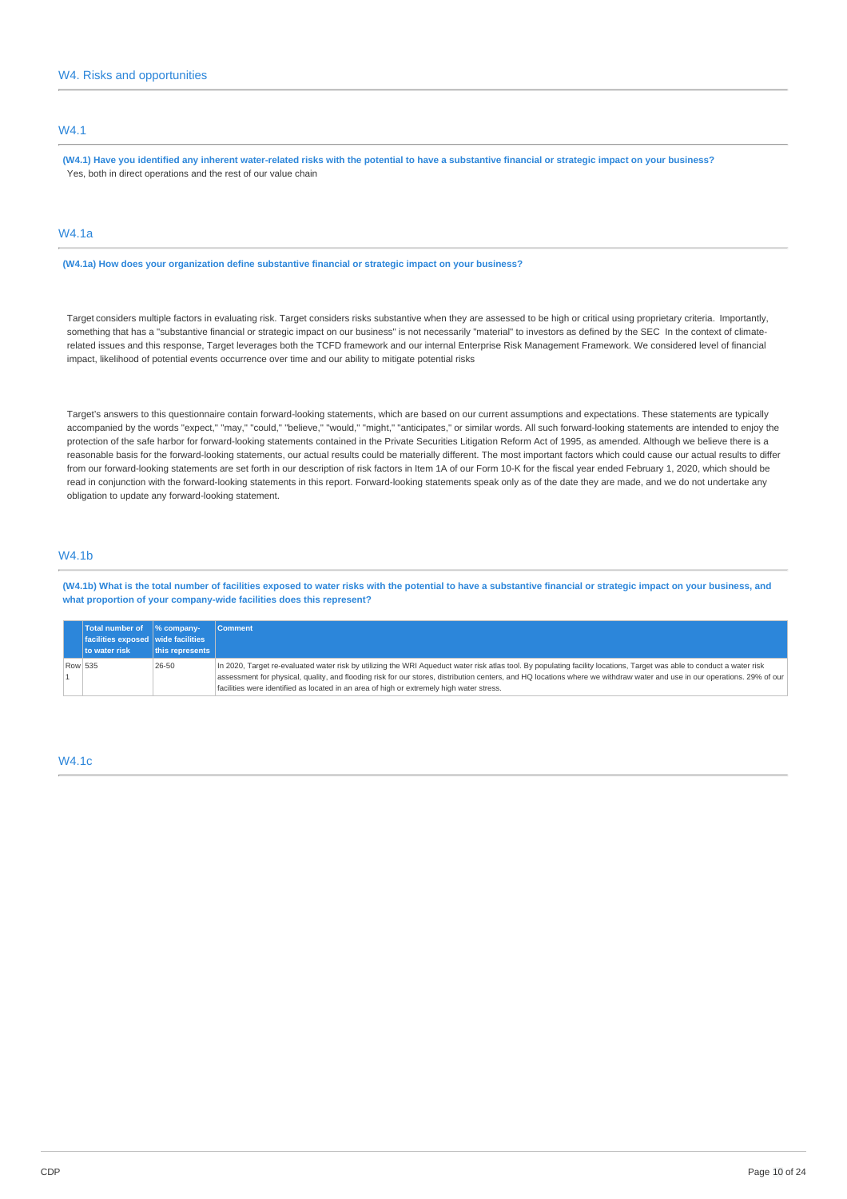## W4. Risks and opportunities

### W4.1

**(W4.1) Have you identified any inherent water-related risks with the potential to have a substantive financial or strategic impact on your business?**

Yes, both in direct operations and the rest of our value chain

### W4.1a

**(W4.1a) How does your organization define substantive financial or strategic impact on your business?**

Target considers multiple factors in evaluating risk. Target considers risks substantive when they are assessed to be high or critical using proprietary criteria. Importantly, something that has a "substantive financial or strategic impact on our business" is not necessarily "material" to investors as defined by the SEC In the context of climate-related issues and this response, Target leverages both the TCFD framework and our internal Enterprise Risk Management Framework. We considered level of financial impact, likelihood of potential events occurrence over time and our ability to mitigate potential risks

Target's answers to this questionnaire contain forward-looking statements, which are based on our current assumptions and expectations. These statements are typically accompanied by the words "expect," "may," "could," "believe," "would," "might," "anticipates," or similar words. All such forward-looking statements are intended to enjoy the protection of the safe harbor for forward-looking statements contained in the Private Securities Litigation Reform Act of 1995, as amended. Although we believe there is a reasonable basis for the forward-looking statements, our actual results could be materially different. The most important factors which could cause our actual results to differ from our forward-looking statements are set forth in our description of risk factors in Item 1A of our Form 10-K for the fiscal year ended February 1, 2020, which should be read in conjunction with the forward-looking statements in this report. Forward-looking statements speak only as of the date they are made, and we do not undertake any obligation to update any forward-looking statement.

### W4.1b

**(W4.1b) What is the total number of facilities exposed to water risks with the potential to have a substantive financial or strategic impact on your business, and what proportion of your company-wide facilities does this represent?**

| | Total number of facilities exposed to water risk | % company-wide facilities this represents | Comment |
|---|---|---|---|
| Row 1 | 535 | 26-50 | In 2020, Target re-evaluated water risk by utilizing the WRI Aqueduct water risk atlas tool. By populating facility locations, Target was able to conduct a water risk assessment for physical, quality, and flooding risk for our stores, distribution centers, and HQ locations where we withdraw water and use in our operations. 29% of our facilities were identified as located in an area of high or extremely high water stress. |

### W4.1c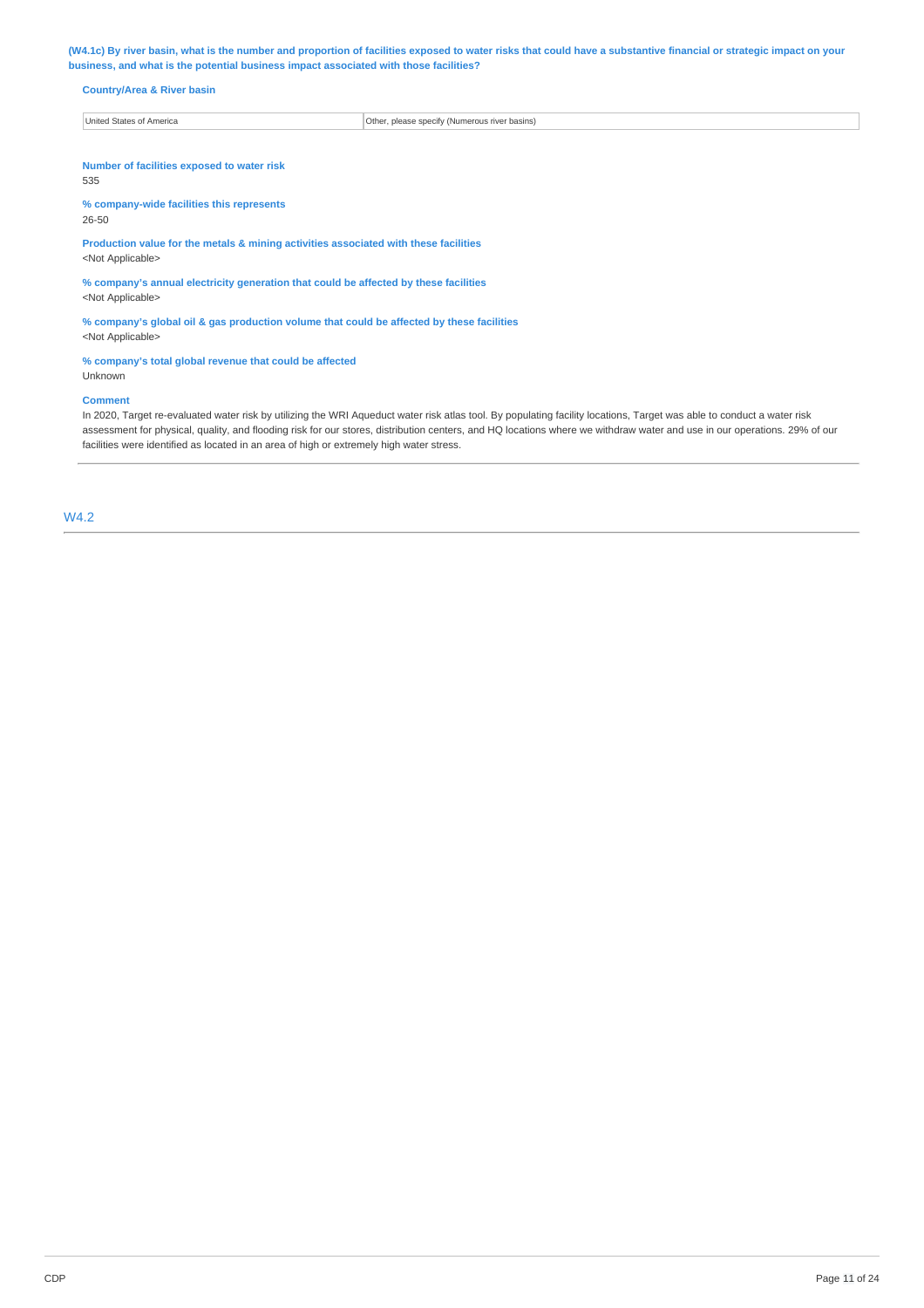**(W4.1c) By river basin, what is the number and proportion of facilities exposed to water risks that could have a substantive financial or strategic impact on your business, and what is the potential business impact associated with those facilities?**

**Country/Area & River basin**

| United States of America | Other, please specify (Numerous river basins) |
|---|---|

**Number of facilities exposed to water risk**

535

**% company-wide facilities this represents**

26-50

**Production value for the metals & mining activities associated with these facilities**

<Not Applicable>

**% company's annual electricity generation that could be affected by these facilities**

<Not Applicable>

**% company's global oil & gas production volume that could be affected by these facilities**

<Not Applicable>

**% company's total global revenue that could be affected**

Unknown

**Comment**

In 2020, Target re-evaluated water risk by utilizing the WRI Aqueduct water risk atlas tool. By populating facility locations, Target was able to conduct a water risk assessment for physical, quality, and flooding risk for our stores, distribution centers, and HQ locations where we withdraw water and use in our operations. 29% of our facilities were identified as located in an area of high or extremely high water stress.

## W4.2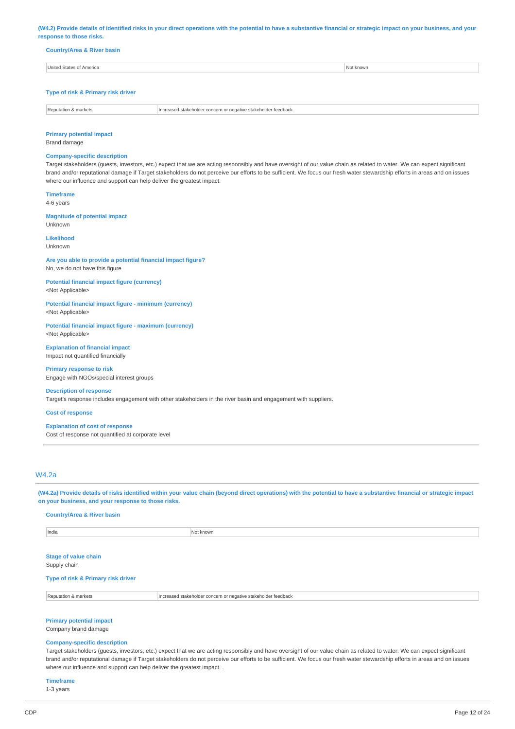(W4.2) Provide details of identified risks in your direct operations with the potential to have a substantive financial or strategic impact on your business, and your response to those risks.

**Country/Area & River basin**

| United States of America | Not known |
|---|---|

**Type of risk & Primary risk driver**

| Reputation & markets | Increased stakeholder concern or negative stakeholder feedback |
|---|---|

**Primary potential impact**
Brand damage

**Company-specific description**
Target stakeholders (guests, investors, etc.) expect that we are acting responsibly and have oversight of our value chain as related to water. We can expect significant brand and/or reputational damage if Target stakeholders do not perceive our efforts to be sufficient. We focus our fresh water stewardship efforts in areas and on issues where our influence and support can help deliver the greatest impact.

**Timeframe**
4-6 years

**Magnitude of potential impact**
Unknown

**Likelihood**
Unknown

**Are you able to provide a potential financial impact figure?**
No, we do not have this figure

**Potential financial impact figure (currency)**
<Not Applicable>

**Potential financial impact figure - minimum (currency)**
<Not Applicable>

**Potential financial impact figure - maximum (currency)**
<Not Applicable>

**Explanation of financial impact**
Impact not quantified financially

**Primary response to risk**
Engage with NGOs/special interest groups

**Description of response**
Target's response includes engagement with other stakeholders in the river basin and engagement with suppliers.

**Cost of response**

**Explanation of cost of response**
Cost of response not quantified at corporate level

## W4.2a

(W4.2a) Provide details of risks identified within your value chain (beyond direct operations) with the potential to have a substantive financial or strategic impact on your business, and your response to those risks.

**Country/Area & River basin**

| India | Not known |
|---|---|

**Stage of value chain**
Supply chain

**Type of risk & Primary risk driver**

| Reputation & markets | Increased stakeholder concern or negative stakeholder feedback |
|---|---|

**Primary potential impact**
Company brand damage

**Company-specific description**
Target stakeholders (guests, investors, etc.) expect that we are acting responsibly and have oversight of our value chain as related to water. We can expect significant brand and/or reputational damage if Target stakeholders do not perceive our efforts to be sufficient. We focus our fresh water stewardship efforts in areas and on issues where our influence and support can help deliver the greatest impact. .

**Timeframe**
1-3 years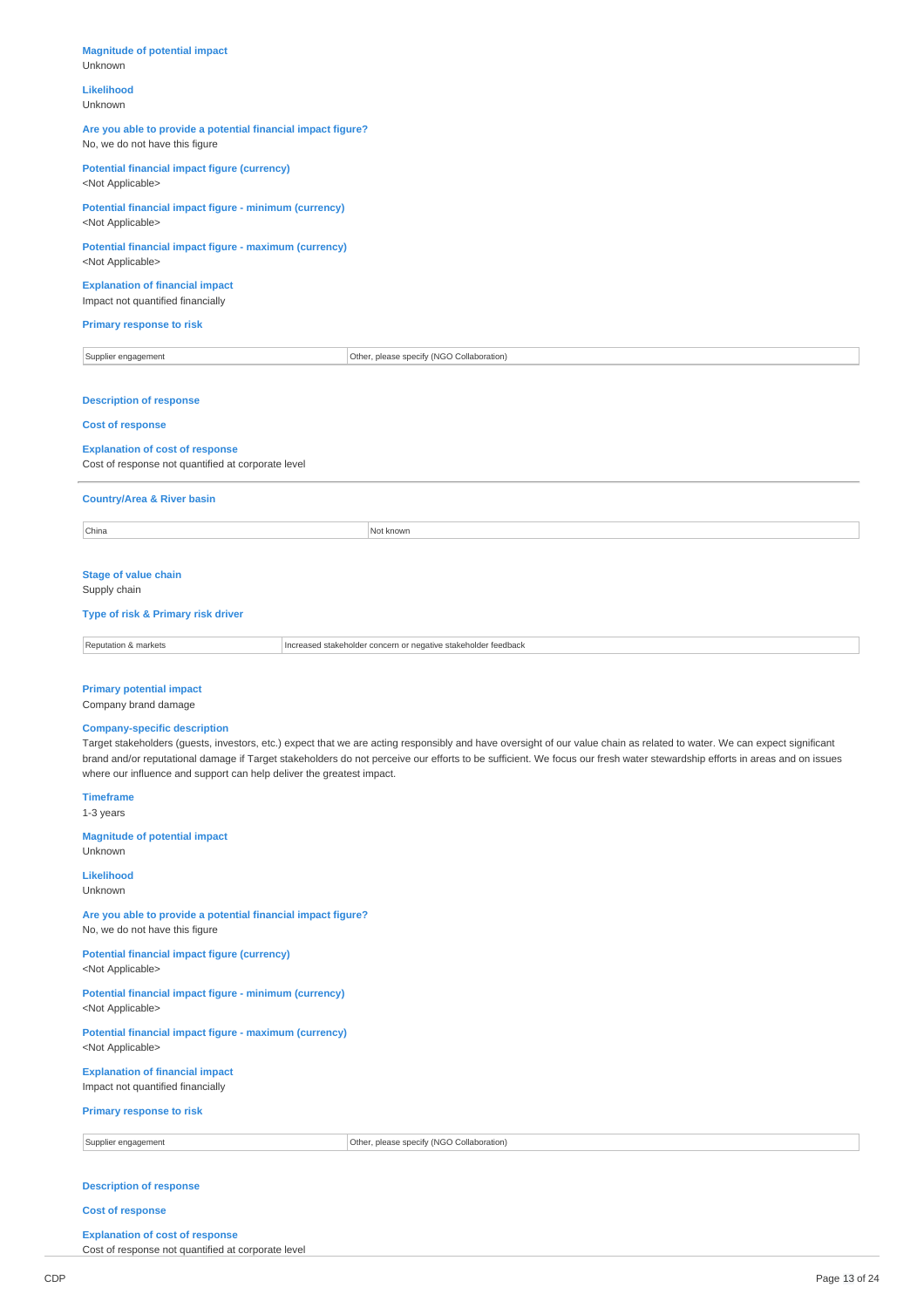**Magnitude of potential impact**
Unknown

**Likelihood**
Unknown

**Are you able to provide a potential financial impact figure?**
No, we do not have this figure

**Potential financial impact figure (currency)**
<Not Applicable>

**Potential financial impact figure - minimum (currency)**
<Not Applicable>

**Potential financial impact figure - maximum (currency)**
<Not Applicable>

**Explanation of financial impact**
Impact not quantified financially

**Primary response to risk**

| Supplier engagement | Other, please specify (NGO Collaboration) |
|---|---|

**Description of response**

**Cost of response**

**Explanation of cost of response**
Cost of response not quantified at corporate level

---

**Country/Area & River basin**

| China | Not known |
|---|---|

**Stage of value chain**
Supply chain

**Type of risk & Primary risk driver**

| Reputation & markets | Increased stakeholder concern or negative stakeholder feedback |
|---|---|

**Primary potential impact**
Company brand damage

**Company-specific description**
Target stakeholders (guests, investors, etc.) expect that we are acting responsibly and have oversight of our value chain as related to water. We can expect significant brand and/or reputational damage if Target stakeholders do not perceive our efforts to be sufficient. We focus our fresh water stewardship efforts in areas and on issues where our influence and support can help deliver the greatest impact.

**Timeframe**
1-3 years

**Magnitude of potential impact**
Unknown

**Likelihood**
Unknown

**Are you able to provide a potential financial impact figure?**
No, we do not have this figure

**Potential financial impact figure (currency)**
<Not Applicable>

**Potential financial impact figure - minimum (currency)**
<Not Applicable>

**Potential financial impact figure - maximum (currency)**
<Not Applicable>

**Explanation of financial impact**
Impact not quantified financially

**Primary response to risk**

| Supplier engagement | Other, please specify (NGO Collaboration) |
|---|---|

**Description of response**

**Cost of response**

**Explanation of cost of response**
Cost of response not quantified at corporate level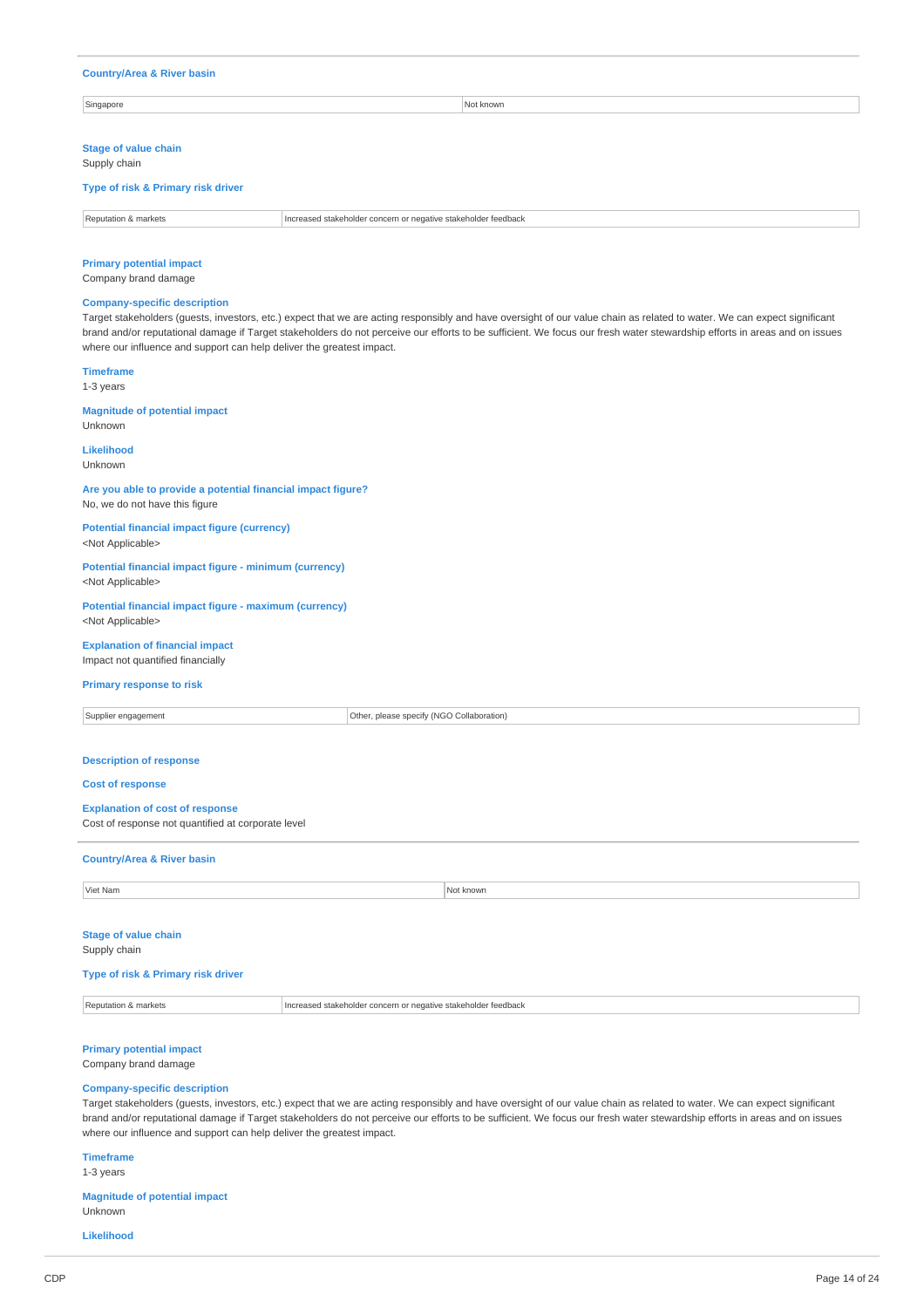**Country/Area & River basin**

| Singapore | Not known |
|---|---|

**Stage of value chain**
Supply chain

**Type of risk & Primary risk driver**

| Reputation & markets | Increased stakeholder concern or negative stakeholder feedback |
|---|---|

**Primary potential impact**
Company brand damage

**Company-specific description**
Target stakeholders (guests, investors, etc.) expect that we are acting responsibly and have oversight of our value chain as related to water. We can expect significant brand and/or reputational damage if Target stakeholders do not perceive our efforts to be sufficient. We focus our fresh water stewardship efforts in areas and on issues where our influence and support can help deliver the greatest impact.

**Timeframe**
1-3 years

**Magnitude of potential impact**
Unknown

**Likelihood**
Unknown

**Are you able to provide a potential financial impact figure?**
No, we do not have this figure

**Potential financial impact figure (currency)**
<Not Applicable>

**Potential financial impact figure - minimum (currency)**
<Not Applicable>

**Potential financial impact figure - maximum (currency)**
<Not Applicable>

**Explanation of financial impact**
Impact not quantified financially

**Primary response to risk**

| Supplier engagement | Other, please specify (NGO Collaboration) |
|---|---|

**Description of response**

**Cost of response**

**Explanation of cost of response**
Cost of response not quantified at corporate level

---

**Country/Area & River basin**

| Viet Nam | Not known |
|---|---|

**Stage of value chain**
Supply chain

**Type of risk & Primary risk driver**

| Reputation & markets | Increased stakeholder concern or negative stakeholder feedback |
|---|---|

**Primary potential impact**
Company brand damage

**Company-specific description**
Target stakeholders (guests, investors, etc.) expect that we are acting responsibly and have oversight of our value chain as related to water. We can expect significant brand and/or reputational damage if Target stakeholders do not perceive our efforts to be sufficient. We focus our fresh water stewardship efforts in areas and on issues where our influence and support can help deliver the greatest impact.

**Timeframe**
1-3 years

**Magnitude of potential impact**
Unknown

**Likelihood**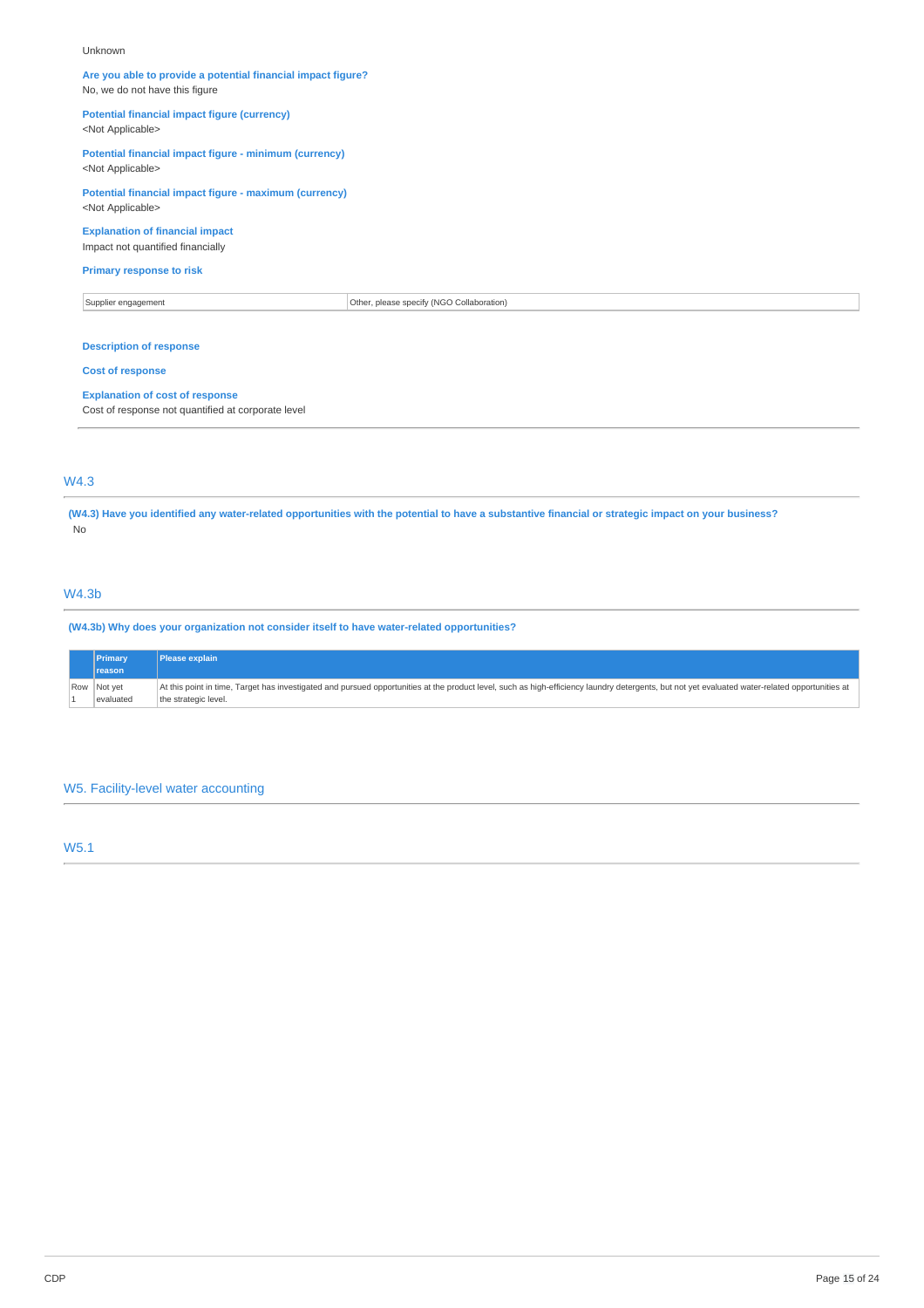Unknown

**Are you able to provide a potential financial impact figure?**
No, we do not have this figure

**Potential financial impact figure (currency)**
<Not Applicable>

**Potential financial impact figure - minimum (currency)**
<Not Applicable>

**Potential financial impact figure - maximum (currency)**
<Not Applicable>

**Explanation of financial impact**
Impact not quantified financially

**Primary response to risk**

| Supplier engagement | Other, please specify (NGO Collaboration) |
|---|---|

**Description of response**

**Cost of response**

**Explanation of cost of response**
Cost of response not quantified at corporate level

## W4.3

**(W4.3) Have you identified any water-related opportunities with the potential to have a substantive financial or strategic impact on your business?**
No

## W4.3b

**(W4.3b) Why does your organization not consider itself to have water-related opportunities?**

| | Primary reason | Please explain |
|---|---|---|
| Row 1 | Not yet evaluated | At this point in time, Target has investigated and pursued opportunities at the product level, such as high-efficiency laundry detergents, but not yet evaluated water-related opportunities at the strategic level. |

# W5. Facility-level water accounting

## W5.1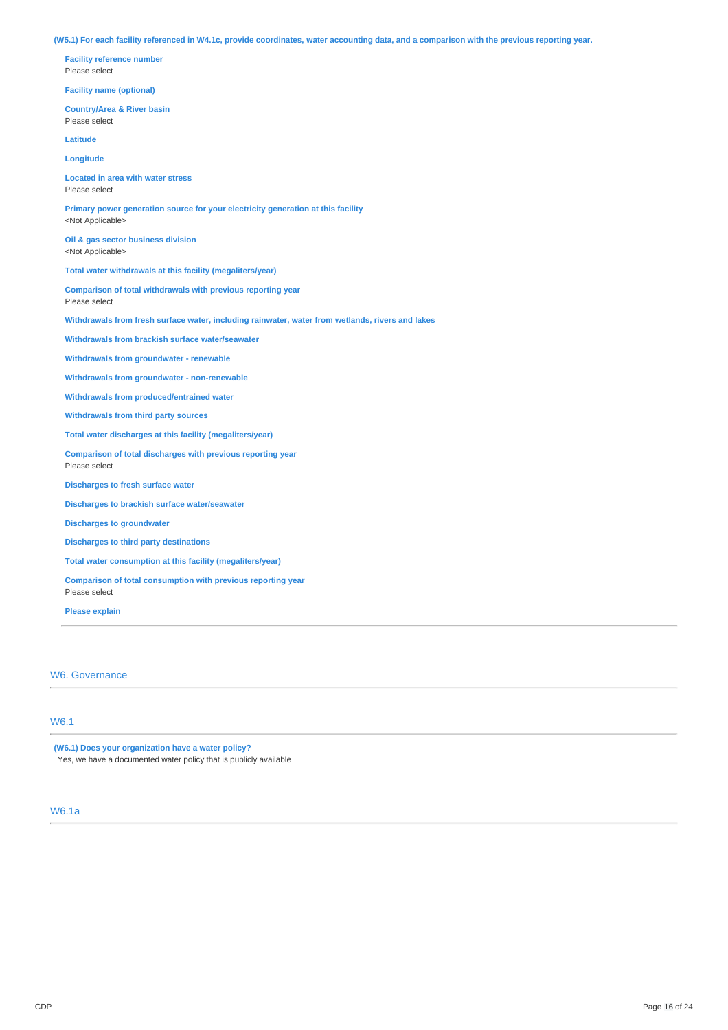**(W5.1) For each facility referenced in W4.1c, provide coordinates, water accounting data, and a comparison with the previous reporting year.**

**Facility reference number**
Please select

**Facility name (optional)**

**Country/Area & River basin**
Please select

**Latitude**

**Longitude**

**Located in area with water stress**
Please select

**Primary power generation source for your electricity generation at this facility**
<Not Applicable>

**Oil & gas sector business division**
<Not Applicable>

**Total water withdrawals at this facility (megaliters/year)**

**Comparison of total withdrawals with previous reporting year**
Please select

**Withdrawals from fresh surface water, including rainwater, water from wetlands, rivers and lakes**

**Withdrawals from brackish surface water/seawater**

**Withdrawals from groundwater - renewable**

**Withdrawals from groundwater - non-renewable**

**Withdrawals from produced/entrained water**

**Withdrawals from third party sources**

**Total water discharges at this facility (megaliters/year)**

**Comparison of total discharges with previous reporting year**
Please select

**Discharges to fresh surface water**

**Discharges to brackish surface water/seawater**

**Discharges to groundwater**

**Discharges to third party destinations**

**Total water consumption at this facility (megaliters/year)**

**Comparison of total consumption with previous reporting year**
Please select

**Please explain**

## W6. Governance

### W6.1

**(W6.1) Does your organization have a water policy?**
Yes, we have a documented water policy that is publicly available

### W6.1a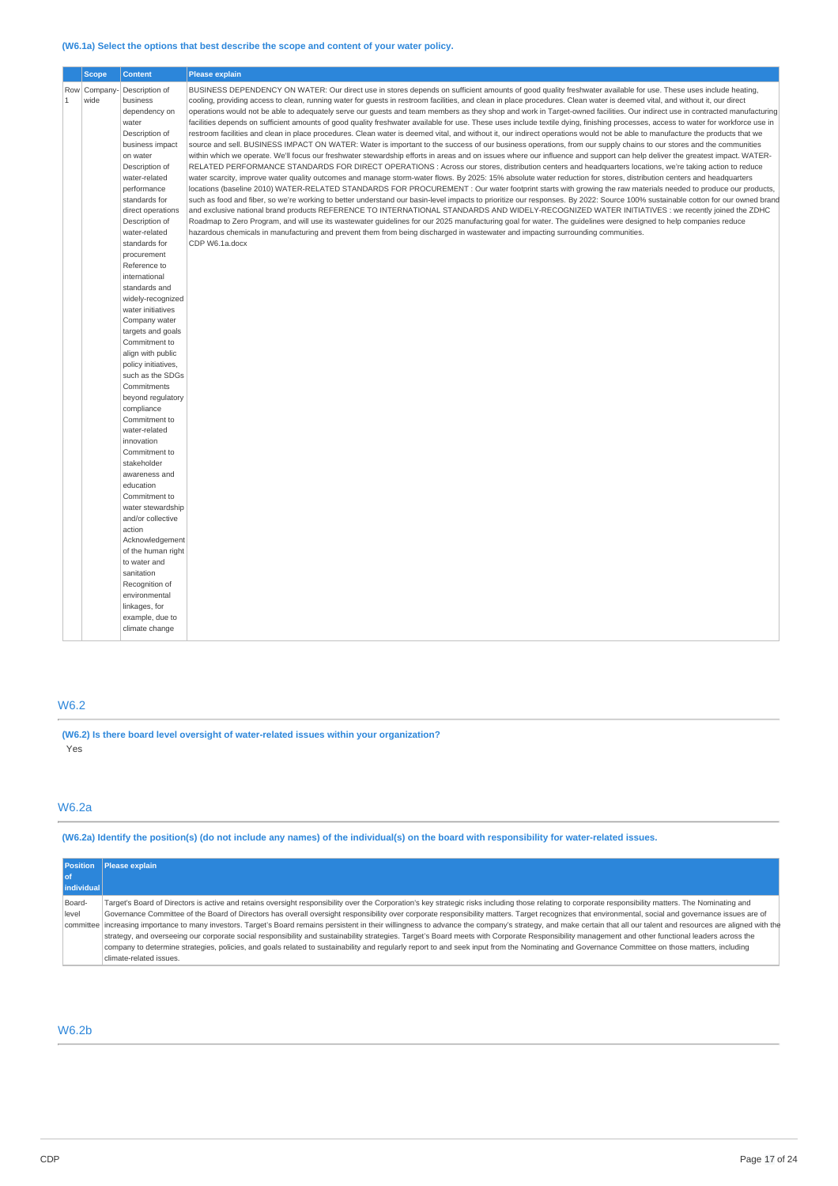**(W6.1a) Select the options that best describe the scope and content of your water policy.**

| | Scope | Content | Please explain |
|---|---|---|---|
| Row 1 | Company-wide | Description of business dependency on water<br>Description of business impact on water<br>Description of water-related performance standards for direct operations<br>Description of water-related standards for procurement<br>Reference to international standards and widely-recognized water initiatives<br>Company water targets and goals<br>Commitment to align with public policy initiatives, such as the SDGs<br>Commitments beyond regulatory compliance<br>Commitment to water-related innovation<br>Commitment to stakeholder awareness and education<br>Commitment to water stewardship and/or collective action<br>Acknowledgement of the human right to water and sanitation<br>Recognition of environmental linkages, for example, due to climate change | BUSINESS DEPENDENCY ON WATER: Our direct use in stores depends on sufficient amounts of good quality freshwater available for use. These uses include heating, cooling, providing access to clean, running water for guests in restroom facilities, and clean in place procedures. Clean water is deemed vital, and without it, our direct operations would not be able to adequately serve our guests and team members as they shop and work in Target-owned facilities. Our indirect use in contracted manufacturing facilities depends on sufficient amounts of good quality freshwater available for use. These uses include textile dying, finishing processes, access to water for workforce use in restroom facilities and clean in place procedures. Clean water is deemed vital, and without it, our indirect operations would not be able to manufacture the products that we source and sell. BUSINESS IMPACT ON WATER: Water is important to the success of our business operations, from our supply chains to our stores and the communities within which we operate. We'll focus our freshwater stewardship efforts in areas and on issues where our influence and support can help deliver the greatest impact. WATER-RELATED PERFORMANCE STANDARDS FOR DIRECT OPERATIONS : Across our stores, distribution centers and headquarters locations, we're taking action to reduce water scarcity, improve water quality outcomes and manage storm-water flows. By 2025: 15% absolute water reduction for stores, distribution centers and headquarters locations (baseline 2010) WATER-RELATED STANDARDS FOR PROCUREMENT : Our water footprint starts with growing the raw materials needed to produce our products, such as food and fiber, so we're working to better understand our basin-level impacts to prioritize our responses. By 2022: Source 100% sustainable cotton for our owned brand and exclusive national brand products REFERENCE TO INTERNATIONAL STANDARDS AND WIDELY-RECOGNIZED WATER INITIATIVES : we recently joined the ZDHC Roadmap to Zero Program, and will use its wastewater guidelines for our 2025 manufacturing goal for water. The guidelines were designed to help companies reduce hazardous chemicals in manufacturing and prevent them from being discharged in wastewater and impacting surrounding communities.<br>CDP W6.1a.docx |

## W6.2

**(W6.2) Is there board level oversight of water-related issues within your organization?**

Yes

## W6.2a

**(W6.2a) Identify the position(s) (do not include any names) of the individual(s) on the board with responsibility for water-related issues.**

| Position of individual | Please explain |
|---|---|
| Board-level committee | Target's Board of Directors is active and retains oversight responsibility over the Corporation's key strategic risks including those relating to corporate responsibility matters. The Nominating and Governance Committee of the Board of Directors has overall oversight responsibility over corporate responsibility matters. Target recognizes that environmental, social and governance issues are of increasing importance to many investors. Target's Board remains persistent in their willingness to advance the company's strategy, and make certain that all our talent and resources are aligned with the strategy, and overseeing our corporate social responsibility and sustainability strategies. Target's Board meets with Corporate Responsibility management and other functional leaders across the company to determine strategies, policies, and goals related to sustainability and regularly report to and seek input from the Nominating and Governance Committee on those matters, including climate-related issues. |

## W6.2b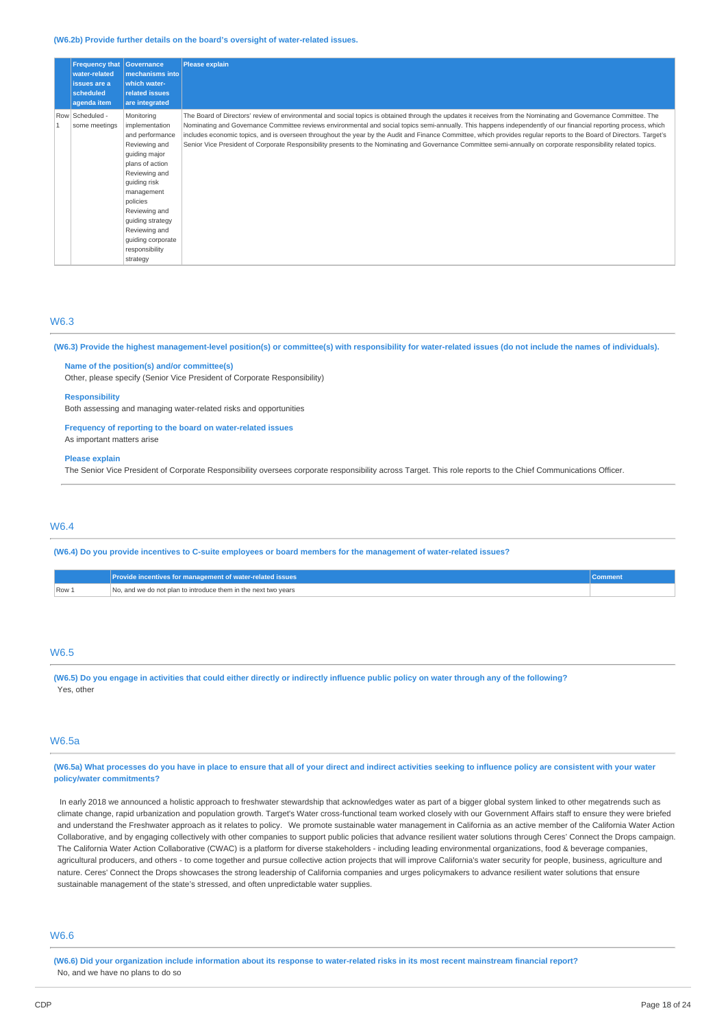**(W6.2b) Provide further details on the board's oversight of water-related issues.**

| | Frequency that water-related issues are a scheduled agenda item | Governance mechanisms into which water-related issues are integrated | Please explain |
|---|---|---|---|
| Row 1 | Scheduled - some meetings | Monitoring implementation and performance<br>Reviewing and guiding major plans of action<br>Reviewing and guiding risk management policies<br>Reviewing and guiding strategy<br>Reviewing and guiding corporate responsibility strategy | The Board of Directors' review of environmental and social topics is obtained through the updates it receives from the Nominating and Governance Committee. The Nominating and Governance Committee reviews environmental and social topics semi-annually. This happens independently of our financial reporting process, which includes economic topics, and is overseen throughout the year by the Audit and Finance Committee, which provides regular reports to the Board of Directors. Target's Senior Vice President of Corporate Responsibility presents to the Nominating and Governance Committee semi-annually on corporate responsibility related topics. |

## W6.3

**(W6.3) Provide the highest management-level position(s) or committee(s) with responsibility for water-related issues (do not include the names of individuals).**

**Name of the position(s) and/or committee(s)**
Other, please specify (Senior Vice President of Corporate Responsibility)

**Responsibility**
Both assessing and managing water-related risks and opportunities

**Frequency of reporting to the board on water-related issues**
As important matters arise

**Please explain**
The Senior Vice President of Corporate Responsibility oversees corporate responsibility across Target. This role reports to the Chief Communications Officer.

## W6.4

**(W6.4) Do you provide incentives to C-suite employees or board members for the management of water-related issues?**

| | Provide incentives for management of water-related issues | Comment |
|---|---|---|
| Row 1 | No, and we do not plan to introduce them in the next two years | |

## W6.5

**(W6.5) Do you engage in activities that could either directly or indirectly influence public policy on water through any of the following?**
Yes, other

## W6.5a

**(W6.5a) What processes do you have in place to ensure that all of your direct and indirect activities seeking to influence policy are consistent with your water policy/water commitments?**

In early 2018 we announced a holistic approach to freshwater stewardship that acknowledges water as part of a bigger global system linked to other megatrends such as climate change, rapid urbanization and population growth. Target's Water cross-functional team worked closely with our Government Affairs staff to ensure they were briefed and understand the Freshwater approach as it relates to policy. We promote sustainable water management in California as an active member of the California Water Action Collaborative, and by engaging collectively with other companies to support public policies that advance resilient water solutions through Ceres' Connect the Drops campaign. The California Water Action Collaborative (CWAC) is a platform for diverse stakeholders - including leading environmental organizations, food & beverage companies, agricultural producers, and others - to come together and pursue collective action projects that will improve California's water security for people, business, agriculture and nature. Ceres' Connect the Drops showcases the strong leadership of California companies and urges policymakers to advance resilient water solutions that ensure sustainable management of the state's stressed, and often unpredictable water supplies.

## W6.6

**(W6.6) Did your organization include information about its response to water-related risks in its most recent mainstream financial report?**
No, and we have no plans to do so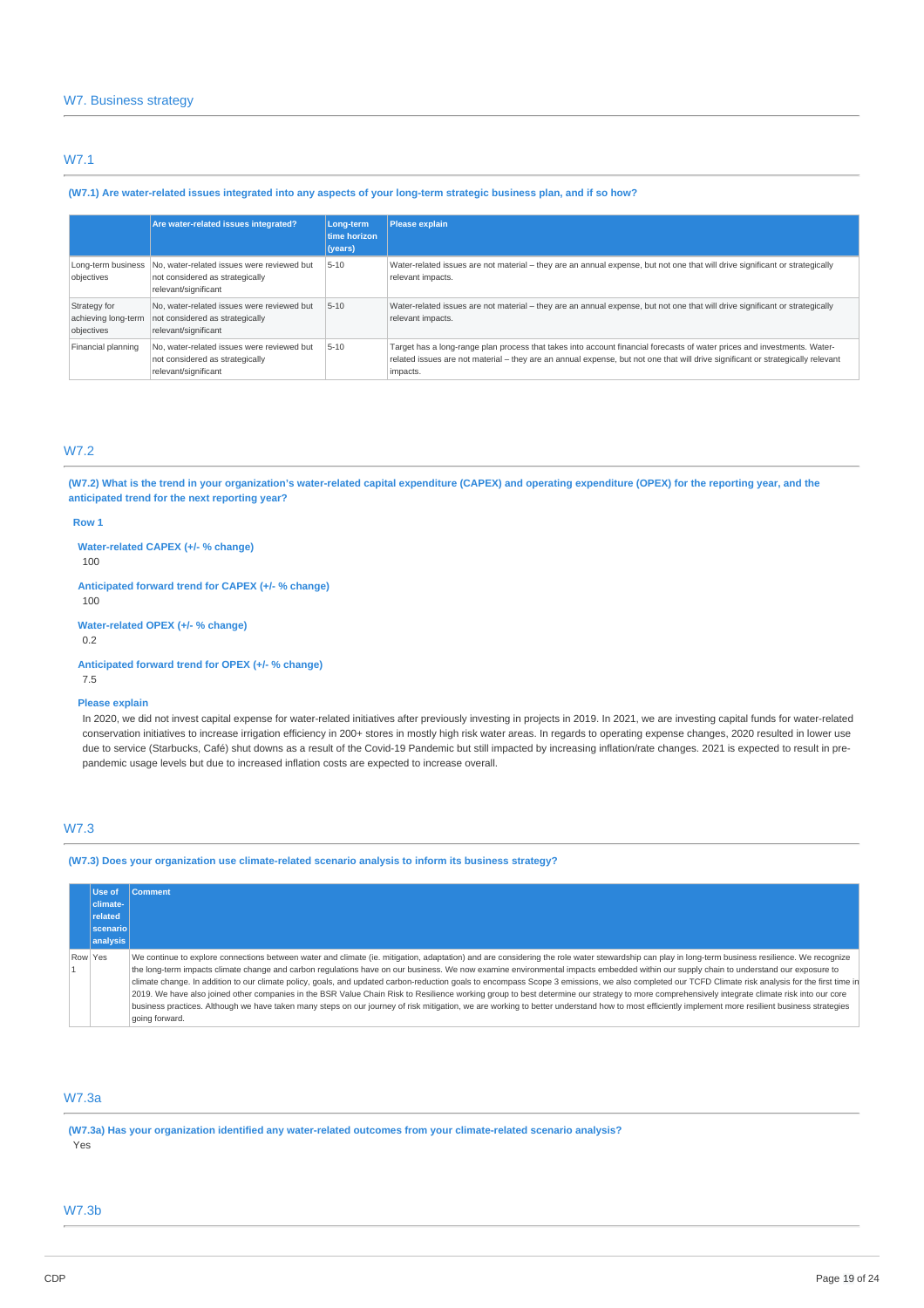## W7. Business strategy

### W7.1

**(W7.1) Are water-related issues integrated into any aspects of your long-term strategic business plan, and if so how?**

| | Are water-related issues integrated? | Long-term time horizon (years) | Please explain |
|---|---|---|---|
| Long-term business objectives | No, water-related issues were reviewed but not considered as strategically relevant/significant | 5-10 | Water-related issues are not material – they are an annual expense, but not one that will drive significant or strategically relevant impacts. |
| Strategy for achieving long-term objectives | No, water-related issues were reviewed but not considered as strategically relevant/significant | 5-10 | Water-related issues are not material – they are an annual expense, but not one that will drive significant or strategically relevant impacts. |
| Financial planning | No, water-related issues were reviewed but not considered as strategically relevant/significant | 5-10 | Target has a long-range plan process that takes into account financial forecasts of water prices and investments. Water-related issues are not material – they are an annual expense, but not one that will drive significant or strategically relevant impacts. |

### W7.2

**(W7.2) What is the trend in your organization's water-related capital expenditure (CAPEX) and operating expenditure (OPEX) for the reporting year, and the anticipated trend for the next reporting year?**

**Row 1**

**Water-related CAPEX (+/- % change)**
100

**Anticipated forward trend for CAPEX (+/- % change)**
100

**Water-related OPEX (+/- % change)**
0.2

**Anticipated forward trend for OPEX (+/- % change)**
7.5

**Please explain**
In 2020, we did not invest capital expense for water-related initiatives after previously investing in projects in 2019. In 2021, we are investing capital funds for water-related conservation initiatives to increase irrigation efficiency in 200+ stores in mostly high risk water areas. In regards to operating expense changes, 2020 resulted in lower use due to service (Starbucks, Café) shut downs as a result of the Covid-19 Pandemic but still impacted by increasing inflation/rate changes. 2021 is expected to result in pre-pandemic usage levels but due to increased inflation costs are expected to increase overall.

### W7.3

**(W7.3) Does your organization use climate-related scenario analysis to inform its business strategy?**

| | Use of climate-related scenario analysis | Comment |
|---|---|---|
| Row 1 | Yes | We continue to explore connections between water and climate (ie. mitigation, adaptation) and are considering the role water stewardship can play in long-term business resilience. We recognize the long-term impacts climate change and carbon regulations have on our business. We now examine environmental impacts embedded within our supply chain to understand our exposure to climate change. In addition to our climate policy, goals, and updated carbon-reduction goals to encompass Scope 3 emissions, we also completed our TCFD Climate risk analysis for the first time in 2019. We have also joined other companies in the BSR Value Chain Risk to Resilience working group to best determine our strategy to more comprehensively integrate climate risk into our core business practices. Although we have taken many steps on our journey of risk mitigation, we are working to better understand how to most efficiently implement more resilient business strategies going forward. |

### W7.3a

**(W7.3a) Has your organization identified any water-related outcomes from your climate-related scenario analysis?**
Yes

### W7.3b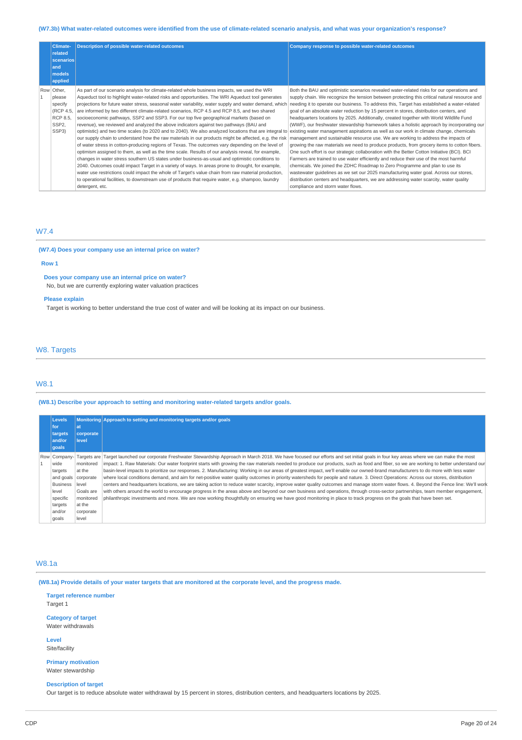(W7.3b) What water-related outcomes were identified from the use of climate-related scenario analysis, and what was your organization's response?

| | Climate-related scenarios and models applied | Description of possible water-related outcomes | Company response to possible water-related outcomes |
|---|---|---|---|
| Row 1 | Other, please specify (RCP 4.5, RCP 8.5, SSP2, SSP3) | As part of our scenario analysis for climate-related whole business impacts, we used the WRI Aqueduct tool to highlight water-related risks and opportunities. The WRI Aqueduct tool generates projections for future water stress, seasonal water variability, water supply and water demand, which are informed by two different climate-related scenarios, RCP 4.5 and RCP 8.5, and two shared socioeconomic pathways, SSP2 and SSP3. For our top five geographical markets (based on revenue), we reviewed and analyzed the above indicators against two pathways (BAU and optimistic) and two time scales (to 2020 and to 2040). We also analyzed locations that are integral to our supply chain to understand how the raw materials in our products might be affected, e.g. the risk of water stress in cotton-producing regions of Texas. The outcomes vary depending on the level of optimism assigned to them, as well as the time scale. Results of our analysis reveal, for example, changes in water stress southern US states under business-as-usual and optimistic conditions to 2040. Outcomes could impact Target in a variety of ways. In areas prone to drought, for example, water use restrictions could impact the whole of Target's value chain from raw material production, to operational facilities, to downstream use of products that require water, e.g. shampoo, laundry detergent, etc. | Both the BAU and optimistic scenarios revealed water-related risks for our operations and supply chain. We recognize the tension between protecting this critical natural resource and needing it to operate our business. To address this, Target has established a water-related goal of an absolute water reduction by 15 percent in stores, distribution centers, and headquarters locations by 2025. Additionally, created together with World Wildlife Fund (WWF), our freshwater stewardship framework takes a holistic approach by incorporating our existing water management aspirations as well as our work in climate change, chemicals management and sustainable resource use. We are working to address the impacts of growing the raw materials we need to produce products, from grocery items to cotton fibers. One such effort is our strategic collaboration with the Better Cotton Initiative (BCI). BCI Farmers are trained to use water efficiently and reduce their use of the most harmful chemicals. We joined the ZDHC Roadmap to Zero Programme and plan to use its wastewater guidelines as we set our 2025 manufacturing water goal. Across our stores, distribution centers and headquarters, we are addressing water scarcity, water quality compliance and storm water flows. |

## W7.4

**(W7.4) Does your company use an internal price on water?**

**Row 1**

**Does your company use an internal price on water?**

No, but we are currently exploring water valuation practices

**Please explain**

Target is working to better understand the true cost of water and will be looking at its impact on our business.

# W8. Targets

## W8.1

**(W8.1) Describe your approach to setting and monitoring water-related targets and/or goals.**

| | Levels for targets and/or goals | Monitoring at corporate level | Approach to setting and monitoring targets and/or goals |
|---|---|---|---|
| Row 1 | Company-wide targets and goals Business level specific targets and/or goals | Targets are monitored at the corporate level Goals are monitored at the corporate level | Target launched our corporate Freshwater Stewardship Approach in March 2018. We have focused our efforts and set initial goals in four key areas where we can make the most impact: 1. Raw Materials: Our water footprint starts with growing the raw materials needed to produce our products, such as food and fiber, so we are working to better understand our basin-level impacts to prioritize our responses. 2. Manufacturing: Working in our areas of greatest impact, we'll enable our owned-brand manufacturers to do more with less water where local conditions demand, and aim for net-positive water quality outcomes in priority watersheds for people and nature. 3. Direct Operations: Across our stores, distribution centers and headquarters locations, we are taking action to reduce water scarcity, improve water quality outcomes and manage storm water flows. 4. Beyond the Fence line: We'll work with others around the world to encourage progress in the areas above and beyond our own business and operations, through cross-sector partnerships, team member engagement, philanthropic investments and more. We are now working thoughtfully on ensuring we have good monitoring in place to track progress on the goals that have been set. |

## W8.1a

**(W8.1a) Provide details of your water targets that are monitored at the corporate level, and the progress made.**

**Target reference number**

Target 1

**Category of target**

Water withdrawals

**Level**

Site/facility

**Primary motivation**

Water stewardship

**Description of target**

Our target is to reduce absolute water withdrawal by 15 percent in stores, distribution centers, and headquarters locations by 2025.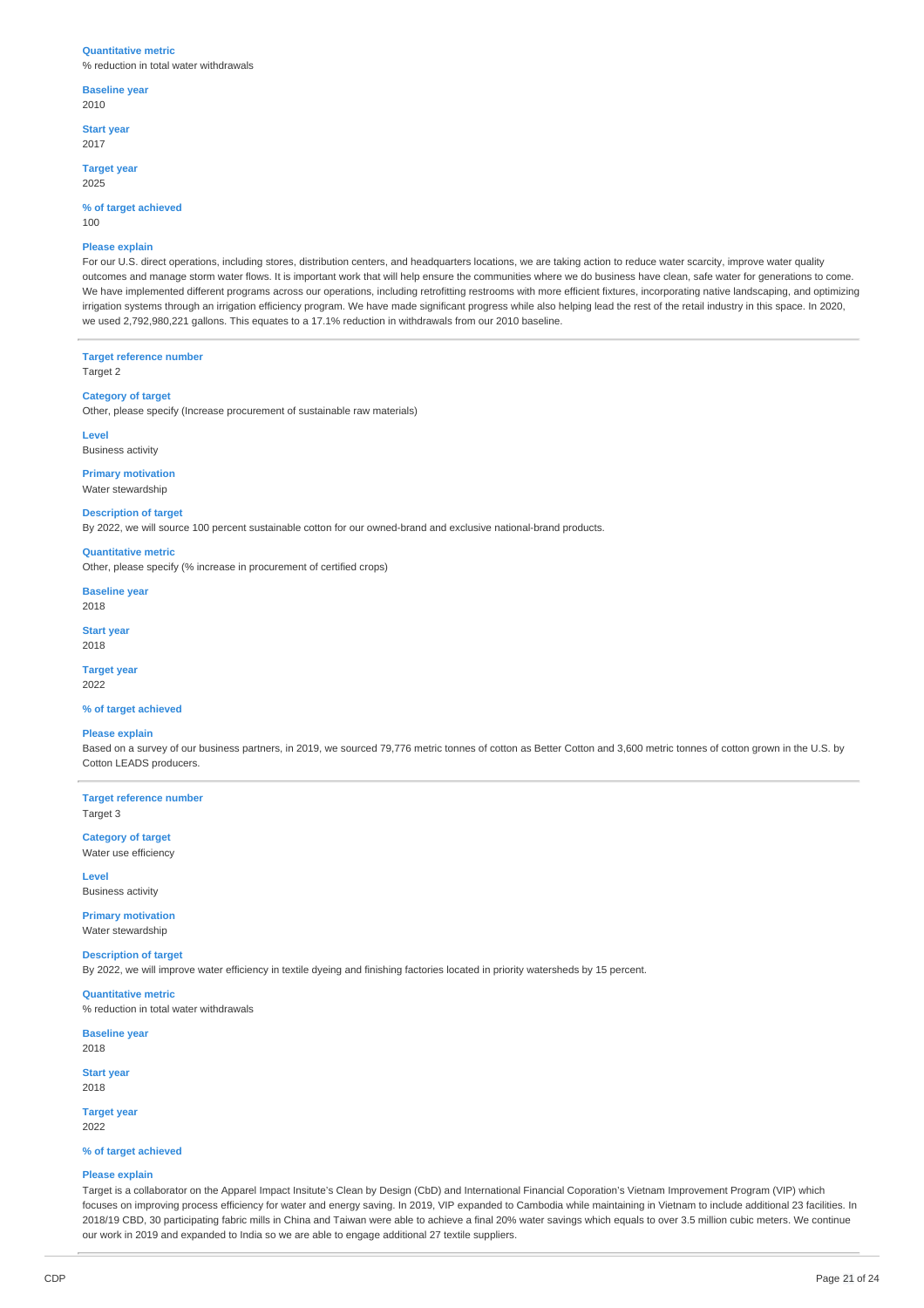**Quantitative metric**
% reduction in total water withdrawals

**Baseline year**
2010

**Start year**
2017

**Target year**
2025

**% of target achieved**
100

**Please explain**
For our U.S. direct operations, including stores, distribution centers, and headquarters locations, we are taking action to reduce water scarcity, improve water quality outcomes and manage storm water flows. It is important work that will help ensure the communities where we do business have clean, safe water for generations to come. We have implemented different programs across our operations, including retrofitting restrooms with more efficient fixtures, incorporating native landscaping, and optimizing irrigation systems through an irrigation efficiency program. We have made significant progress while also helping lead the rest of the retail industry in this space. In 2020, we used 2,792,980,221 gallons. This equates to a 17.1% reduction in withdrawals from our 2010 baseline.

---

**Target reference number**
Target 2

**Category of target**
Other, please specify (Increase procurement of sustainable raw materials)

**Level**
Business activity

**Primary motivation**
Water stewardship

**Description of target**
By 2022, we will source 100 percent sustainable cotton for our owned-brand and exclusive national-brand products.

**Quantitative metric**
Other, please specify (% increase in procurement of certified crops)

**Baseline year**
2018

**Start year**
2018

**Target year**
2022

**% of target achieved**

**Please explain**
Based on a survey of our business partners, in 2019, we sourced 79,776 metric tonnes of cotton as Better Cotton and 3,600 metric tonnes of cotton grown in the U.S. by Cotton LEADS producers.

---

**Target reference number**
Target 3

**Category of target**
Water use efficiency

**Level**
Business activity

**Primary motivation**
Water stewardship

**Description of target**
By 2022, we will improve water efficiency in textile dyeing and finishing factories located in priority watersheds by 15 percent.

**Quantitative metric**
% reduction in total water withdrawals

**Baseline year**
2018

**Start year**
2018

**Target year**
2022

**% of target achieved**

**Please explain**
Target is a collaborator on the Apparel Impact Insitute's Clean by Design (CbD) and International Financial Coporation's Vietnam Improvement Program (VIP) which focuses on improving process efficiency for water and energy saving. In 2019, VIP expanded to Cambodia while maintaining in Vietnam to include additional 23 facilities. In 2018/19 CBD, 30 participating fabric mills in China and Taiwan were able to achieve a final 20% water savings which equals to over 3.5 million cubic meters. We continue our work in 2019 and expanded to India so we are able to engage additional 27 textile suppliers.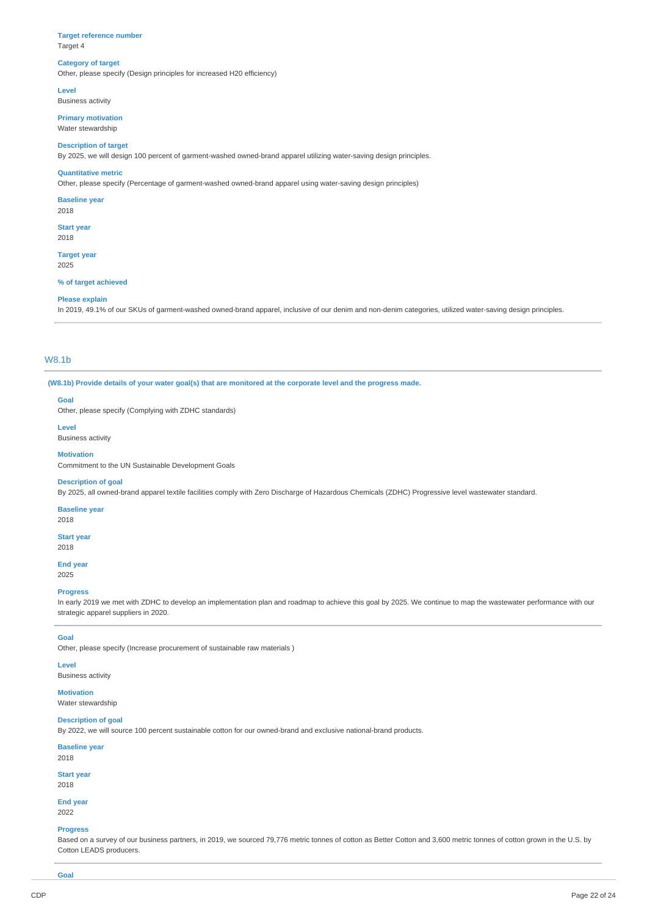**Target reference number**
Target 4

**Category of target**
Other, please specify (Design principles for increased H20 efficiency)

**Level**
Business activity

**Primary motivation**
Water stewardship

**Description of target**
By 2025, we will design 100 percent of garment-washed owned-brand apparel utilizing water-saving design principles.

**Quantitative metric**
Other, please specify (Percentage of garment-washed owned-brand apparel using water-saving design principles)

**Baseline year**
2018

**Start year**
2018

**Target year**
2025

**% of target achieved**

**Please explain**
In 2019, 49.1% of our SKUs of garment-washed owned-brand apparel, inclusive of our denim and non-denim categories, utilized water-saving design principles.

## W8.1b

**(W8.1b) Provide details of your water goal(s) that are monitored at the corporate level and the progress made.**

**Goal**
Other, please specify (Complying with ZDHC standards)

**Level**
Business activity

**Motivation**
Commitment to the UN Sustainable Development Goals

**Description of goal**
By 2025, all owned-brand apparel textile facilities comply with Zero Discharge of Hazardous Chemicals (ZDHC) Progressive level wastewater standard.

**Baseline year**
2018

**Start year**
2018

**End year**
2025

**Progress**
In early 2019 we met with ZDHC to develop an implementation plan and roadmap to achieve this goal by 2025. We continue to map the wastewater performance with our strategic apparel suppliers in 2020.

**Goal**
Other, please specify (Increase procurement of sustainable raw materials )

**Level**
Business activity

**Motivation**
Water stewardship

**Description of goal**
By 2022, we will source 100 percent sustainable cotton for our owned-brand and exclusive national-brand products.

**Baseline year**
2018

**Start year**
2018

**End year**
2022

**Progress**
Based on a survey of our business partners, in 2019, we sourced 79,776 metric tonnes of cotton as Better Cotton and 3,600 metric tonnes of cotton grown in the U.S. by Cotton LEADS producers.

**Goal**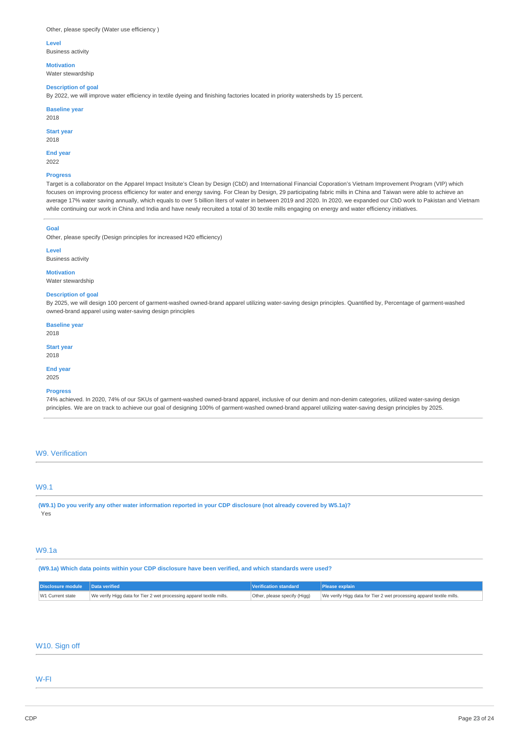Other, please specify (Water use efficiency )

**Level**
Business activity

**Motivation**
Water stewardship

**Description of goal**
By 2022, we will improve water efficiency in textile dyeing and finishing factories located in priority watersheds by 15 percent.

**Baseline year**
2018

**Start year**
2018

**End year**
2022

**Progress**
Target is a collaborator on the Apparel Impact Insitute's Clean by Design (CbD) and International Financial Coporation's Vietnam Improvement Program (VIP) which focuses on improving process efficiency for water and energy saving. For Clean by Design, 29 participating fabric mills in China and Taiwan were able to achieve an average 17% water saving annually, which equals to over 5 billion liters of water in between 2019 and 2020. In 2020, we expanded our CbD work to Pakistan and Vietnam while continuing our work in China and India and have newly recruited a total of 30 textile mills engaging on energy and water efficiency initiatives.

---

**Goal**
Other, please specify (Design principles for increased H20 efficiency)

**Level**
Business activity

**Motivation**
Water stewardship

**Description of goal**
By 2025, we will design 100 percent of garment-washed owned-brand apparel utilizing water-saving design principles. Quantified by, Percentage of garment-washed owned-brand apparel using water-saving design principles

**Baseline year**
2018

**Start year**
2018

**End year**
2025

**Progress**
74% achieved. In 2020, 74% of our SKUs of garment-washed owned-brand apparel, inclusive of our denim and non-denim categories, utilized water-saving design principles. We are on track to achieve our goal of designing 100% of garment-washed owned-brand apparel utilizing water-saving design principles by 2025.

## W9. Verification

### W9.1

**(W9.1) Do you verify any other water information reported in your CDP disclosure (not already covered by W5.1a)?**
Yes

### W9.1a

**(W9.1a) Which data points within your CDP disclosure have been verified, and which standards were used?**

| Disclosure module | Data verified | Verification standard | Please explain |
|---|---|---|---|
| W1 Current state | We verify Higg data for Tier 2 wet processing apparel textile mills. | Other, please specify (Higg) | We verify Higg data for Tier 2 wet processing apparel textile mills. |

## W10. Sign off

## W-FI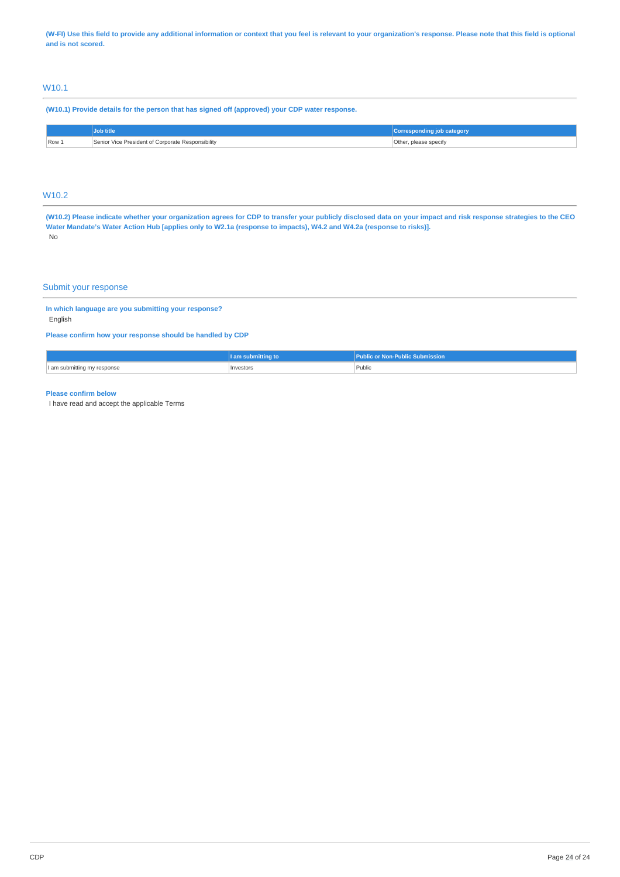**(W-FI) Use this field to provide any additional information or context that you feel is relevant to your organization's response. Please note that this field is optional and is not scored.**

## W10.1

**(W10.1) Provide details for the person that has signed off (approved) your CDP water response.**

| | Job title | Corresponding job category |
|---|---|---|
| Row 1 | Senior Vice President of Corporate Responsibility | Other, please specify |

## W10.2

**(W10.2) Please indicate whether your organization agrees for CDP to transfer your publicly disclosed data on your impact and risk response strategies to the CEO Water Mandate's Water Action Hub [applies only to W2.1a (response to impacts), W4.2 and W4.2a (response to risks)].**

No

## Submit your response

**In which language are you submitting your response?**

English

**Please confirm how your response should be handled by CDP**

| | I am submitting to | Public or Non-Public Submission |
|---|---|---|
| I am submitting my response | Investors | Public |

**Please confirm below**

I have read and accept the applicable Terms